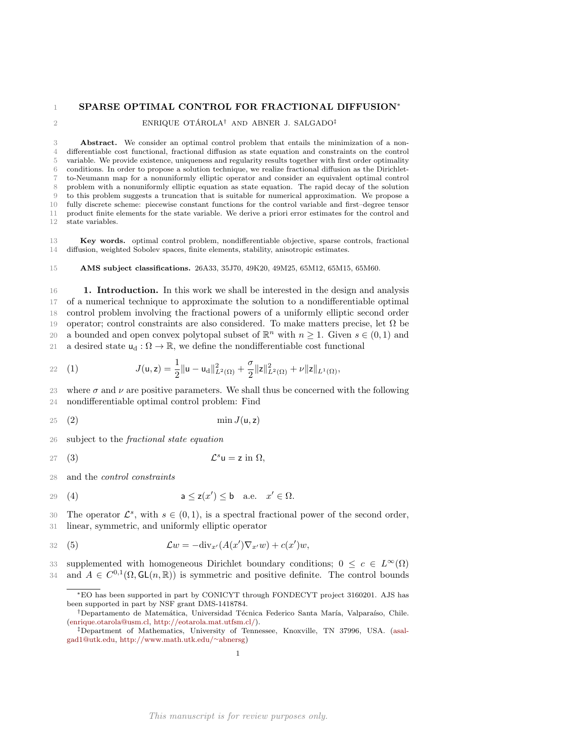# SPARSE OPTIMAL CONTROL FOR FRACTIONAL DIFFUSION*

ENRIQUE OTÁROLA[†] AND ABNER J. SALGADO[‡]

**Abstract.** We consider an optimal control problem that entails the minimization of a nondifferentiable cost functional, fractional diffusion as state equation and constraints on the control variable. We provide existence, uniqueness and regularity results together with first order optimality conditions. In order to propose a solution technique, we realize fractional diffusion as the Dirichlet-to-Neumann map for a nonuniformly elliptic operator and consider an equivalent optimal control problem with a nonuniformly elliptic equation as state equation. The rapid decay of the solution to this problem suggests a truncation that is suitable for numerical approximation. We propose a fully discrete scheme: piecewise constant functions for the control variable and first–degree tensor product finite elements for the state variable. We derive a priori error estimates for the control and state variables.

**Key words.** optimal control problem, nondifferentiable objective, sparse controls, fractional diffusion, weighted Sobolev spaces, finite elements, stability, anisotropic estimates.

**AMS subject classifications.** 26A33, 35J70, 49K20, 49M25, 65M12, 65M15, 65M60.

## 1. Introduction.

In this work we shall be interested in the design and analysis of a numerical technique to approximate the solution to a nondifferentiable optimal control problem involving the fractional powers of a uniformly elliptic second order operator; control constraints are also considered. To make matters precise, let $\Omega$ be a bounded and open convex polytopal subset of $\mathbb{R}^n$ with $n \geq 1$. Given $s \in (0,1)$ and a desired state $\mathsf{u}_{\mathrm{d}} : \Omega \to \mathbb{R}$, we define the nondifferentiable cost functional

$$
(1) \qquad J(\mathsf{u},\mathsf{z}) = \frac{1}{2}\|\mathsf{u} - \mathsf{u}_{\mathrm{d}}\|^2_{L^2(\Omega)} + \frac{\sigma}{2}\|\mathsf{z}\|^2_{L^2(\Omega)} + \nu\|\mathsf{z}\|_{L^1(\Omega)},
$$

where $\sigma$ and $\nu$ are positive parameters. We shall thus be concerned with the following nondifferentiable optimal control problem: Find

$$
(2) \qquad \min J(\mathsf{u},\mathsf{z})
$$

subject to the *fractional state equation*

$$
(3) \qquad \mathcal{L}^s \mathsf{u} = \mathsf{z} \text{ in } \Omega,
$$

and the *control constraints*

$$
(4) \qquad \mathsf{a} \leq \mathsf{z}(x') \leq \mathsf{b} \quad \text{a.e.} \quad x' \in \Omega.
$$

The operator $\mathcal{L}^s$, with $s \in (0,1)$, is a spectral fractional power of the second order, linear, symmetric, and uniformly elliptic operator

$$
(5) \qquad \mathcal{L}w = -\mathrm{div}_{x'}(A(x')\nabla_{x'} w) + c(x')w,
$$

supplemented with homogeneous Dirichlet boundary conditions; $0 \leq c \in L^\infty(\Omega)$ and $A \in C^{0,1}(\Omega, \mathsf{GL}(n,\mathbb{R}))$ is symmetric and positive definite. The control bounds

---

*EO has been supported in part by CONICYT through FONDECYT project 3160201. AJS has been supported in part by NSF grant DMS-1418784.

[†]Departamento de Matemática, Universidad Técnica Federico Santa María, Valparaíso, Chile. (enrique.otarola@usm.cl, http://eotarola.mat.utfsm.cl/).

[‡]Department of Mathematics, University of Tennessee, Knoxville, TN 37996, USA. (asalgad1@utk.edu, http://www.math.utk.edu/~abnersg)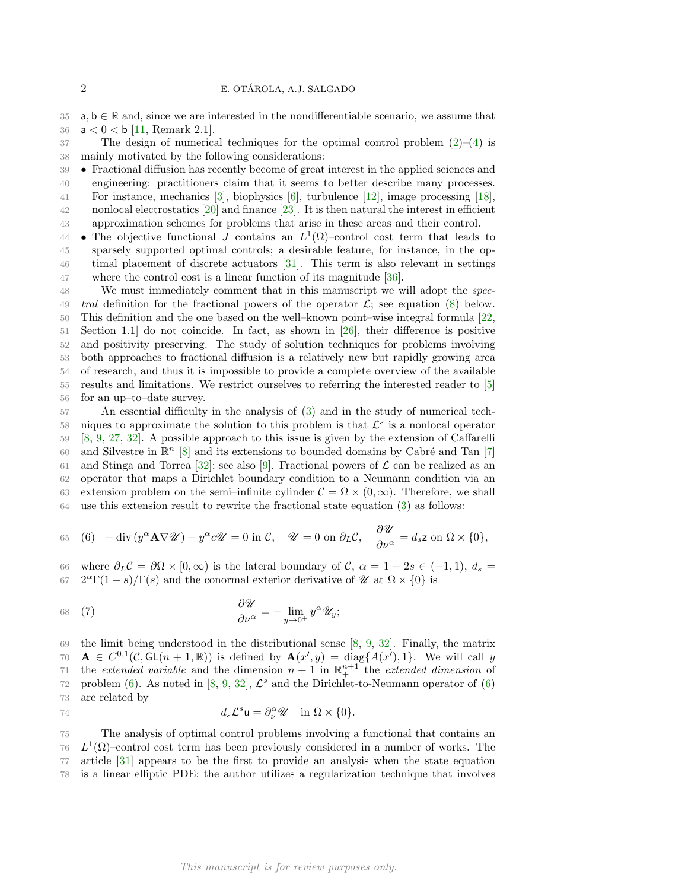$\mathsf{a}, \mathsf{b} \in \mathbb{R}$ and, since we are interested in the nondifferentiable scenario, we assume that $\mathsf{a} < 0 < \mathsf{b}$ [11, Remark 2.1].

The design of numerical techniques for the optimal control problem (2)–(4) is mainly motivated by the following considerations:

- Fractional diffusion has recently become of great interest in the applied sciences and engineering: practitioners claim that it seems to better describe many processes. For instance, mechanics [3], biophysics [6], turbulence [12], image processing [18], nonlocal electrostatics [20] and finance [23]. It is then natural the interest in efficient approximation schemes for problems that arise in these areas and their control.
- The objective functional $J$ contains an $L^1(\Omega)$–control cost term that leads to sparsely supported optimal controls; a desirable feature, for instance, in the optimal placement of discrete actuators [31]. This term is also relevant in settings where the control cost is a linear function of its magnitude [36].

We must immediately comment that in this manuscript we will adopt the *spectral* definition for the fractional powers of the operator $\mathcal{L}$; see equation (8) below. This definition and the one based on the well–known point–wise integral formula [22, Section 1.1] do not coincide. In fact, as shown in [26], their difference is positive and positivity preserving. The study of solution techniques for problems involving both approaches to fractional diffusion is a relatively new but rapidly growing area of research, and thus it is impossible to provide a complete overview of the available results and limitations. We restrict ourselves to referring the interested reader to [5] for an up–to–date survey.

An essential difficulty in the analysis of (3) and in the study of numerical techniques to approximate the solution to this problem is that $\mathcal{L}^s$ is a nonlocal operator [8, 9, 27, 32]. A possible approach to this issue is given by the extension of Caffarelli and Silvestre in $\mathbb{R}^n$ [8] and its extensions to bounded domains by Cabré and Tan [7] and Stinga and Torrea [32]; see also [9]. Fractional powers of $\mathcal{L}$ can be realized as an operator that maps a Dirichlet boundary condition to a Neumann condition via an extension problem on the semi–infinite cylinder $\mathcal{C} = \Omega \times (0, \infty)$. Therefore, we shall use this extension result to rewrite the fractional state equation (3) as follows:

$$
(6) \quad -\operatorname{div}(y^\alpha \mathbf{A} \nabla \mathscr{U}) + y^\alpha c \mathscr{U} = 0 \text{ in } \mathcal{C}, \quad \mathscr{U} = 0 \text{ on } \partial_L \mathcal{C}, \quad \frac{\partial \mathscr{U}}{\partial \nu^\alpha} = d_s \mathsf{z} \text{ on } \Omega \times \{0\},
$$

where $\partial_L \mathcal{C} = \partial\Omega \times [0, \infty)$ is the lateral boundary of $\mathcal{C}$, $\alpha = 1 - 2s \in (-1, 1)$, $d_s = 2^\alpha \Gamma(1-s)/\Gamma(s)$ and the conormal exterior derivative of $\mathscr{U}$ at $\Omega \times \{0\}$ is

$$
(7) \qquad \frac{\partial \mathscr{U}}{\partial \nu^\alpha} = -\lim_{y \to 0^+} y^\alpha \mathscr{U}_y;
$$

the limit being understood in the distributional sense [8, 9, 32]. Finally, the matrix $\mathbf{A} \in C^{0,1}(\mathcal{C}, \mathsf{GL}(n+1, \mathbb{R}))$ is defined by $\mathbf{A}(x', y) = \operatorname{diag}\{A(x'), 1\}$. We will call $y$ the *extended variable* and the dimension $n+1$ in $\mathbb{R}^{n+1}_+$ the *extended dimension* of problem (6). As noted in [8, 9, 32], $\mathcal{L}^s$ and the Dirichlet-to-Neumann operator of (6) are related by

$$
d_s \mathcal{L}^s \mathsf{u} = \partial_\nu^\alpha \mathscr{U} \quad \text{in } \Omega \times \{0\}.
$$

The analysis of optimal control problems involving a functional that contains an $L^1(\Omega)$–control cost term has been previously considered in a number of works. The article [31] appears to be the first to provide an analysis when the state equation is a linear elliptic PDE: the author utilizes a regularization technique that involves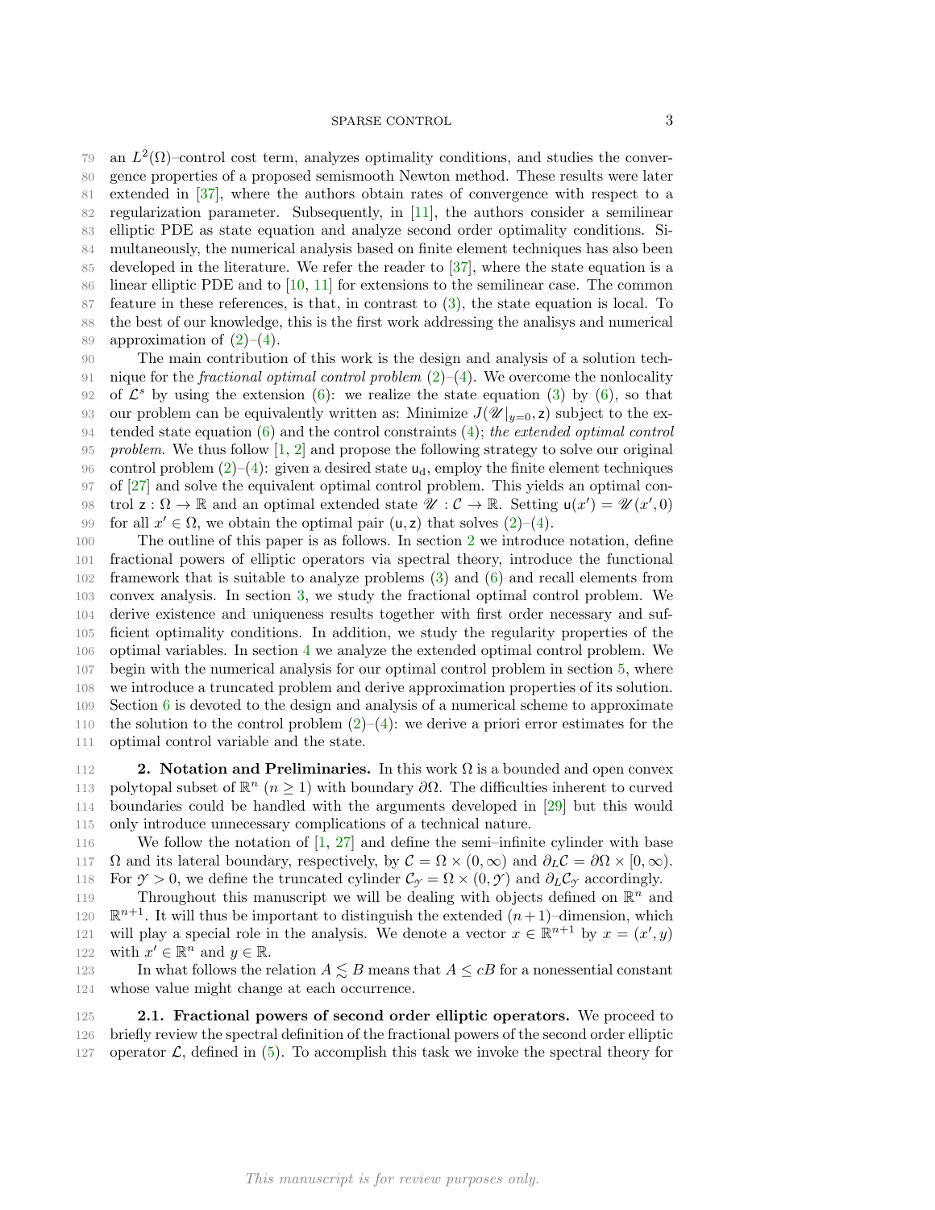an $L^2(\Omega)$–control cost term, analyzes optimality conditions, and studies the convergence properties of a proposed semismooth Newton method. These results were later extended in [37], where the authors obtain rates of convergence with respect to a regularization parameter. Subsequently, in [11], the authors consider a semilinear elliptic PDE as state equation and analyze second order optimality conditions. Simultaneously, the numerical analysis based on finite element techniques has also been developed in the literature. We refer the reader to [37], where the state equation is a linear elliptic PDE and to [10, 11] for extensions to the semilinear case. The common feature in these references, is that, in contrast to (3), the state equation is local. To the best of our knowledge, this is the first work addressing the analisys and numerical approximation of (2)–(4).

The main contribution of this work is the design and analysis of a solution technique for the *fractional optimal control problem* (2)–(4). We overcome the nonlocality of $\mathcal{L}^s$ by using the extension (6): we realize the state equation (3) by (6), so that our problem can be equivalently written as: Minimize $J(\mathscr{U}|_{y=0}, \mathsf{z})$ subject to the extended state equation (6) and the control constraints (4); *the extended optimal control problem*. We thus follow [1, 2] and propose the following strategy to solve our original control problem (2)–(4): given a desired state $\mathsf{u}_\mathrm{d}$, employ the finite element techniques of [27] and solve the equivalent optimal control problem. This yields an optimal control $\mathsf{z} : \Omega \to \mathbb{R}$ and an optimal extended state $\mathscr{U} : \mathcal{C} \to \mathbb{R}$. Setting $\mathsf{u}(x') = \mathscr{U}(x', 0)$ for all $x' \in \Omega$, we obtain the optimal pair $(\mathsf{u}, \mathsf{z})$ that solves (2)–(4).

The outline of this paper is as follows. In section 2 we introduce notation, define fractional powers of elliptic operators via spectral theory, introduce the functional framework that is suitable to analyze problems (3) and (6) and recall elements from convex analysis. In section 3, we study the fractional optimal control problem. We derive existence and uniqueness results together with first order necessary and sufficient optimality conditions. In addition, we study the regularity properties of the optimal variables. In section 4 we analyze the extended optimal control problem. We begin with the numerical analysis for our optimal control problem in section 5, where we introduce a truncated problem and derive approximation properties of its solution. Section 6 is devoted to the design and analysis of a numerical scheme to approximate the solution to the control problem (2)–(4): we derive a priori error estimates for the optimal control variable and the state.

## 2. Notation and Preliminaries.

In this work $\Omega$ is a bounded and open convex polytopal subset of $\mathbb{R}^n$ ($n \geq 1$) with boundary $\partial\Omega$. The difficulties inherent to curved boundaries could be handled with the arguments developed in [29] but this would only introduce unnecessary complications of a technical nature.

We follow the notation of [1, 27] and define the semi–infinite cylinder with base $\Omega$ and its lateral boundary, respectively, by $\mathcal{C} = \Omega \times (0, \infty)$ and $\partial_L \mathcal{C} = \partial\Omega \times [0, \infty)$. For $\mathcal{Y} > 0$, we define the truncated cylinder $\mathcal{C}_\mathcal{Y} = \Omega \times (0, \mathcal{Y})$ and $\partial_L \mathcal{C}_\mathcal{Y}$ accordingly.

Throughout this manuscript we will be dealing with objects defined on $\mathbb{R}^n$ and $\mathbb{R}^{n+1}$. It will thus be important to distinguish the extended $(n+1)$–dimension, which will play a special role in the analysis. We denote a vector $x \in \mathbb{R}^{n+1}$ by $x = (x', y)$ with $x' \in \mathbb{R}^n$ and $y \in \mathbb{R}$.

In what follows the relation $A \lesssim B$ means that $A \leq cB$ for a nonessential constant whose value might change at each occurrence.

### 2.1. Fractional powers of second order elliptic operators.

We proceed to briefly review the spectral definition of the fractional powers of the second order elliptic operator $\mathcal{L}$, defined in (5). To accomplish this task we invoke the spectral theory for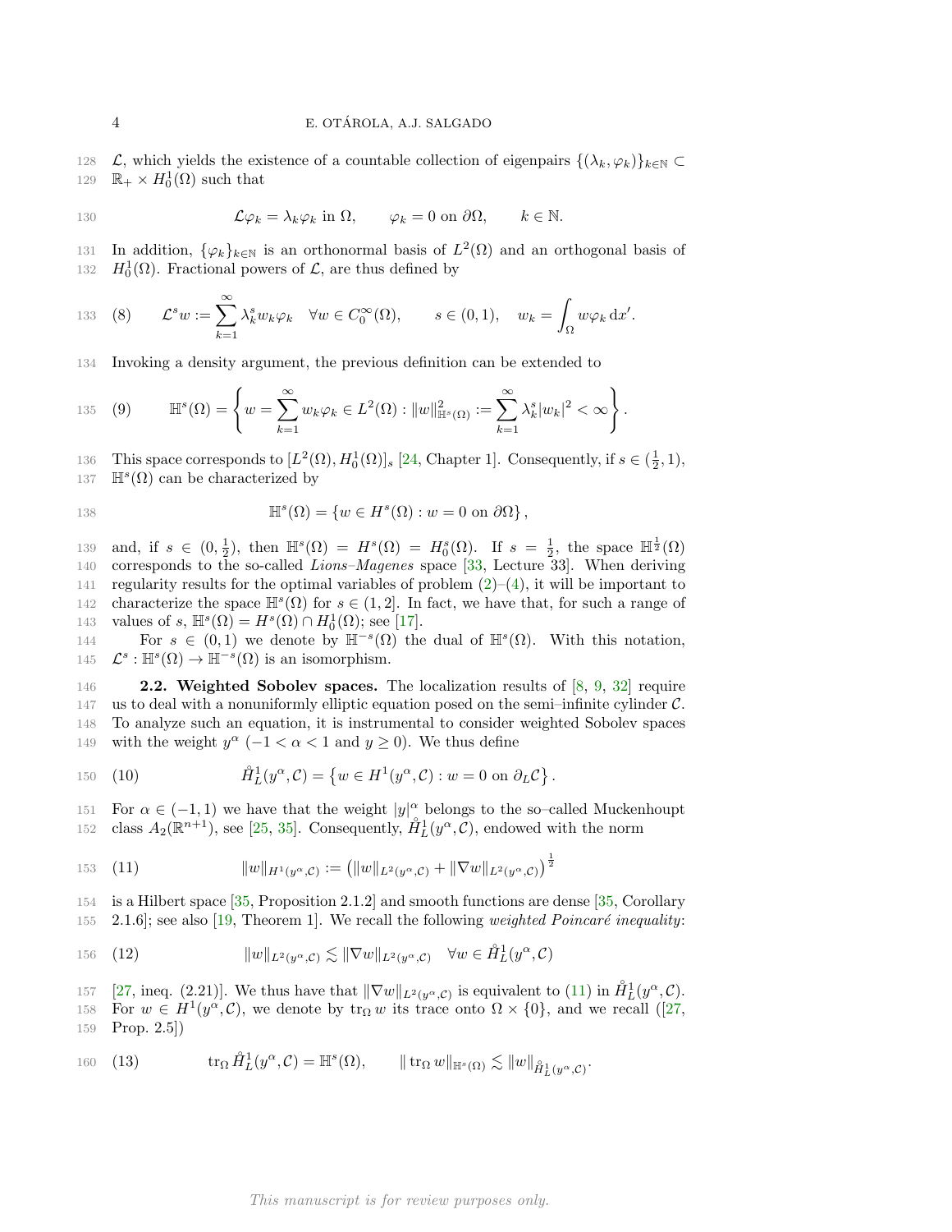$\mathcal{L}$, which yields the existence of a countable collection of eigenpairs $\{(\lambda_k, \varphi_k)\}_{k\in\mathbb{N}} \subset \mathbb{R}_+ \times H_0^1(\Omega)$ such that

$$\mathcal{L}\varphi_k = \lambda_k \varphi_k \text{ in } \Omega, \qquad \varphi_k = 0 \text{ on } \partial\Omega, \qquad k \in \mathbb{N}.$$

In addition, $\{\varphi_k\}_{k\in\mathbb{N}}$ is an orthonormal basis of $L^2(\Omega)$ and an orthogonal basis of $H_0^1(\Omega)$. Fractional powers of $\mathcal{L}$, are thus defined by

$$\mathcal{L}^s w := \sum_{k=1}^{\infty} \lambda_k^s w_k \varphi_k \quad \forall w \in C_0^\infty(\Omega), \qquad s \in (0,1), \quad w_k = \int_\Omega w \varphi_k \, \mathrm{d}x'. \tag{8}$$

Invoking a density argument, the previous definition can be extended to

$$\mathbb{H}^s(\Omega) = \left\{ w = \sum_{k=1}^{\infty} w_k \varphi_k \in L^2(\Omega) : \|w\|_{\mathbb{H}^s(\Omega)}^2 := \sum_{k=1}^{\infty} \lambda_k^s |w_k|^2 < \infty \right\}. \tag{9}$$

This space corresponds to $[L^2(\Omega), H_0^1(\Omega)]_s$ [24, Chapter 1]. Consequently, if $s \in (\frac{1}{2}, 1)$, $\mathbb{H}^s(\Omega)$ can be characterized by

$$\mathbb{H}^s(\Omega) = \{ w \in H^s(\Omega) : w = 0 \text{ on } \partial\Omega \},$$

and, if $s \in (0, \frac{1}{2})$, then $\mathbb{H}^s(\Omega) = H^s(\Omega) = H_0^s(\Omega)$. If $s = \frac{1}{2}$, the space $\mathbb{H}^{\frac{1}{2}}(\Omega)$ corresponds to the so-called *Lions–Magenes* space [33, Lecture 33]. When deriving regularity results for the optimal variables of problem (2)–(4), it will be important to characterize the space $\mathbb{H}^s(\Omega)$ for $s \in (1, 2]$. In fact, we have that, for such a range of values of $s$, $\mathbb{H}^s(\Omega) = H^s(\Omega) \cap H_0^1(\Omega)$; see [17].

For $s \in (0, 1)$ we denote by $\mathbb{H}^{-s}(\Omega)$ the dual of $\mathbb{H}^s(\Omega)$. With this notation, $\mathcal{L}^s : \mathbb{H}^s(\Omega) \to \mathbb{H}^{-s}(\Omega)$ is an isomorphism.

**2.2. Weighted Sobolev spaces.** The localization results of [8, 9, 32] require us to deal with a nonuniformly elliptic equation posed on the semi–infinite cylinder $\mathcal{C}$. To analyze such an equation, it is instrumental to consider weighted Sobolev spaces with the weight $y^\alpha$ ($-1 < \alpha < 1$ and $y \geq 0$). We thus define

$$\mathring{H}_L^1(y^\alpha, \mathcal{C}) = \left\{ w \in H^1(y^\alpha, \mathcal{C}) : w = 0 \text{ on } \partial_L \mathcal{C} \right\}. \tag{10}$$

For $\alpha \in (-1, 1)$ we have that the weight $|y|^\alpha$ belongs to the so–called Muckenhoupt class $A_2(\mathbb{R}^{n+1})$, see [25, 35]. Consequently, $\mathring{H}_L^1(y^\alpha, \mathcal{C})$, endowed with the norm

$$\|w\|_{H^1(y^\alpha, \mathcal{C})} := \left( \|w\|_{L^2(y^\alpha, \mathcal{C})} + \|\nabla w\|_{L^2(y^\alpha, \mathcal{C})} \right)^{\frac{1}{2}} \tag{11}$$

is a Hilbert space [35, Proposition 2.1.2] and smooth functions are dense [35, Corollary 2.1.6]; see also [19, Theorem 1]. We recall the following *weighted Poincaré inequality*:

$$\|w\|_{L^2(y^\alpha, \mathcal{C})} \lesssim \|\nabla w\|_{L^2(y^\alpha, \mathcal{C})} \quad \forall w \in \mathring{H}_L^1(y^\alpha, \mathcal{C}) \tag{12}$$

[27, ineq. (2.21)]. We thus have that $\|\nabla w\|_{L^2(y^\alpha, \mathcal{C})}$ is equivalent to (11) in $\mathring{H}_L^1(y^\alpha, \mathcal{C})$. For $w \in H^1(y^\alpha, \mathcal{C})$, we denote by $\operatorname{tr}_\Omega w$ its trace onto $\Omega \times \{0\}$, and we recall ([27, Prop. 2.5])

$$\operatorname{tr}_\Omega \mathring{H}_L^1(y^\alpha, \mathcal{C}) = \mathbb{H}^s(\Omega), \qquad \|\operatorname{tr}_\Omega w\|_{\mathbb{H}^s(\Omega)} \lesssim \|w\|_{\mathring{H}_L^1(y^\alpha, \mathcal{C})}. \tag{13}$$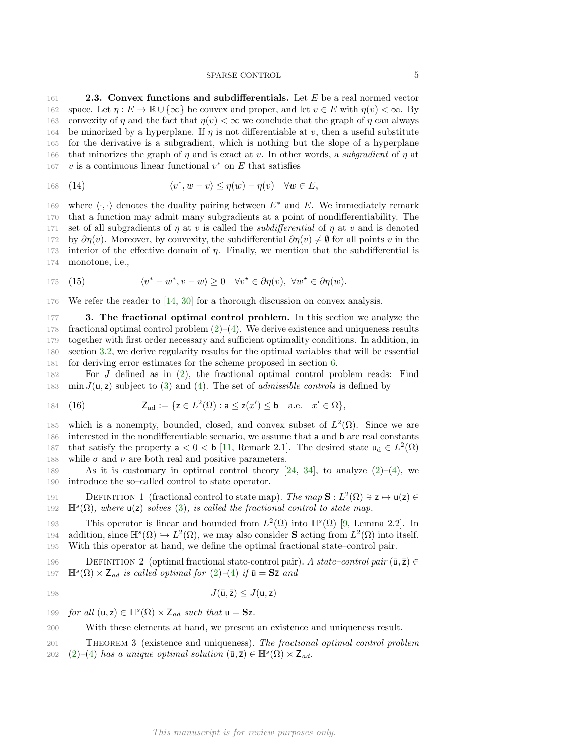**2.3. Convex functions and subdifferentials.** Let $E$ be a real normed vector space. Let $\eta : E \to \mathbb{R} \cup \{\infty\}$ be convex and proper, and let $v \in E$ with $\eta(v) < \infty$. By convexity of $\eta$ and the fact that $\eta(v) < \infty$ we conclude that the graph of $\eta$ can always be minorized by a hyperplane. If $\eta$ is not differentiable at $v$, then a useful substitute for the derivative is a subgradient, which is nothing but the slope of a hyperplane that minorizes the graph of $\eta$ and is exact at $v$. In other words, a *subgradient* of $\eta$ at $v$ is a continuous linear functional $v^*$ on $E$ that satisfies

$$\langle v^*, w - v \rangle \leq \eta(w) - \eta(v) \quad \forall w \in E, \tag{14}$$

where $\langle \cdot, \cdot \rangle$ denotes the duality pairing between $E^*$ and $E$. We immediately remark that a function may admit many subgradients at a point of nondifferentiability. The set of all subgradients of $\eta$ at $v$ is called the *subdifferential* of $\eta$ at $v$ and is denoted by $\partial\eta(v)$. Moreover, by convexity, the subdifferential $\partial\eta(v) \neq \emptyset$ for all points $v$ in the interior of the effective domain of $\eta$. Finally, we mention that the subdifferential is monotone, i.e.,

$$\langle v^* - w^*, v - w \rangle \geq 0 \quad \forall v^\star \in \partial\eta(v),\ \forall w^\star \in \partial\eta(w). \tag{15}$$

We refer the reader to [14, 30] for a thorough discussion on convex analysis.

## 3. The fractional optimal control problem.

In this section we analyze the fractional optimal control problem (2)–(4). We derive existence and uniqueness results together with first order necessary and sufficient optimality conditions. In addition, in section 3.2, we derive regularity results for the optimal variables that will be essential for deriving error estimates for the scheme proposed in section 6.

For $J$ defined as in (2), the fractional optimal control problem reads: Find $\min J(\mathsf{u}, \mathsf{z})$ subject to (3) and (4). The set of *admissible controls* is defined by

$$\mathsf{Z}_{\mathrm{ad}} := \{\mathsf{z} \in L^2(\Omega) : \mathsf{a} \leq \mathsf{z}(x') \leq \mathsf{b} \quad \text{a.e.} \quad x' \in \Omega\}, \tag{16}$$

which is a nonempty, bounded, closed, and convex subset of $L^2(\Omega)$. Since we are interested in the nondifferentiable scenario, we assume that $\mathsf{a}$ and $\mathsf{b}$ are real constants that satisfy the property $\mathsf{a} < 0 < \mathsf{b}$ [11, Remark 2.1]. The desired state $\mathsf{u}_{\mathrm{d}} \in L^2(\Omega)$ while $\sigma$ and $\nu$ are both real and positive parameters.

As it is customary in optimal control theory [24, 34], to analyze (2)–(4), we introduce the so–called control to state operator.

Definition 1 (fractional control to state map). *The map $\mathbf{S} : L^2(\Omega) \ni \mathsf{z} \mapsto \mathsf{u}(\mathsf{z}) \in \mathbb{H}^s(\Omega)$, where $\mathsf{u}(\mathsf{z})$ solves (3), is called the fractional control to state map.*

This operator is linear and bounded from $L^2(\Omega)$ into $\mathbb{H}^s(\Omega)$ [9, Lemma 2.2]. In addition, since $\mathbb{H}^s(\Omega) \hookrightarrow L^2(\Omega)$, we may also consider $\mathbf{S}$ acting from $L^2(\Omega)$ into itself. With this operator at hand, we define the optimal fractional state–control pair.

Definition 2 (optimal fractional state-control pair). *A state–control pair $(\bar{\mathsf{u}}, \bar{\mathsf{z}}) \in \mathbb{H}^s(\Omega) \times \mathsf{Z}_{ad}$ is called optimal for (2)–(4) if $\bar{\mathsf{u}} = \mathbf{S}\bar{\mathsf{z}}$ and*

$$J(\bar{\mathsf{u}}, \bar{\mathsf{z}}) \leq J(\mathsf{u}, \mathsf{z})$$

*for all $(\mathsf{u}, \mathsf{z}) \in \mathbb{H}^s(\Omega) \times \mathsf{Z}_{ad}$ such that $\mathsf{u} = \mathbf{S}\mathsf{z}$.*

With these elements at hand, we present an existence and uniqueness result.

Theorem 3 (existence and uniqueness). *The fractional optimal control problem (2)–(4) has a unique optimal solution $(\bar{\mathsf{u}}, \bar{\mathsf{z}}) \in \mathbb{H}^s(\Omega) \times \mathsf{Z}_{ad}$.*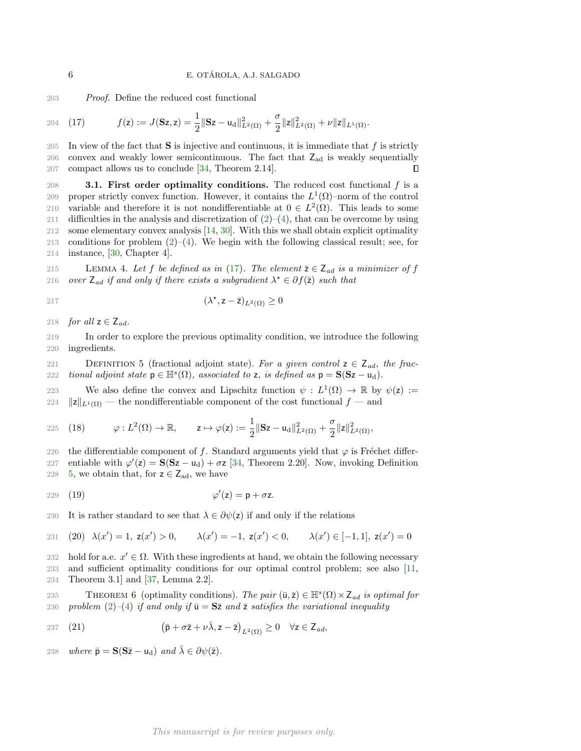*Proof.* Define the reduced cost functional

$$f(\mathsf{z}) := J(\mathbf{S}\mathsf{z}, \mathsf{z}) = \frac{1}{2}\|\mathbf{S}\mathsf{z} - \mathsf{u}_{\rm d}\|^2_{L^2(\Omega)} + \frac{\sigma}{2}\|\mathsf{z}\|^2_{L^2(\Omega)} + \nu\|\mathsf{z}\|_{L^1(\Omega)}. \tag{17}$$

In view of the fact that $\mathbf{S}$ is injective and continuous, it is immediate that $f$ is strictly convex and weakly lower semicontinuous. The fact that $\mathsf{Z}_{\rm ad}$ is weakly sequentially compact allows us to conclude [34, Theorem 2.14]. ∎

**3.1. First order optimality conditions.** The reduced cost functional $f$ is a proper strictly convex function. However, it contains the $L^1(\Omega)$–norm of the control variable and therefore it is not nondifferentiable at $0 \in L^2(\Omega)$. This leads to some difficulties in the analysis and discretization of (2)–(4), that can be overcome by using some elementary convex analysis [14, 30]. With this we shall obtain explicit optimality conditions for problem (2)–(4). We begin with the following classical result; see, for instance, [30, Chapter 4].

LEMMA 4. *Let $f$ be defined as in (17). The element $\bar{\mathsf{z}} \in \mathsf{Z}_{ad}$ is a minimizer of $f$ over $\mathsf{Z}_{ad}$ if and only if there exists a subgradient $\lambda^\star \in \partial f(\bar{\mathsf{z}})$ such that*

$$(\lambda^\star, \mathsf{z} - \bar{\mathsf{z}})_{L^2(\Omega)} \geq 0$$

*for all $\mathsf{z} \in \mathsf{Z}_{ad}$.*

In order to explore the previous optimality condition, we introduce the following ingredients.

DEFINITION 5 (fractional adjoint state). *For a given control $\mathsf{z} \in \mathsf{Z}_{ad}$, the fractional adjoint state $\mathsf{p} \in \mathbb{H}^s(\Omega)$, associated to $\mathsf{z}$, is defined as $\mathsf{p} = \mathbf{S}(\mathbf{S}\mathsf{z} - \mathsf{u}_{\rm d})$.*

We also define the convex and Lipschitz function $\psi : L^1(\Omega) \to \mathbb{R}$ by $\psi(\mathsf{z}) := \|\mathsf{z}\|_{L^1(\Omega)}$ — the nondifferentiable component of the cost functional $f$ — and

$$\varphi : L^2(\Omega) \to \mathbb{R}, \qquad \mathsf{z} \mapsto \varphi(\mathsf{z}) := \frac{1}{2}\|\mathbf{S}\mathsf{z} - \mathsf{u}_{\rm d}\|^2_{L^2(\Omega)} + \frac{\sigma}{2}\|\mathsf{z}\|^2_{L^2(\Omega)}, \tag{18}$$

the differentiable component of $f$. Standard arguments yield that $\varphi$ is Fréchet differentiable with $\varphi'(\mathsf{z}) = \mathbf{S}(\mathbf{S}\mathsf{z} - \mathsf{u}_{\rm d}) + \sigma\mathsf{z}$ [34, Theorem 2.20]. Now, invoking Definition 5, we obtain that, for $\mathsf{z} \in \mathsf{Z}_{\rm ad}$, we have

$$\varphi'(\mathsf{z}) = \mathsf{p} + \sigma\mathsf{z}. \tag{19}$$

It is rather standard to see that $\lambda \in \partial\psi(\mathsf{z})$ if and only if the relations

$$\lambda(x') = 1,\ \mathsf{z}(x') > 0, \qquad \lambda(x') = -1,\ \mathsf{z}(x') < 0, \qquad \lambda(x') \in [-1, 1],\ \mathsf{z}(x') = 0 \tag{20}$$

hold for a.e. $x' \in \Omega$. With these ingredients at hand, we obtain the following necessary and sufficient optimality conditions for our optimal control problem; see also [11, Theorem 3.1] and [37, Lemma 2.2].

THEOREM 6 (optimality conditions). *The pair $(\bar{\mathsf{u}}, \bar{\mathsf{z}}) \in \mathbb{H}^s(\Omega) \times \mathsf{Z}_{ad}$ is optimal for problem (2)–(4) if and only if $\bar{\mathsf{u}} = \mathbf{S}\bar{\mathsf{z}}$ and $\bar{\mathsf{z}}$ satisfies the variational inequality*

$$\left(\bar{\mathsf{p}} + \sigma\bar{\mathsf{z}} + \nu\bar{\lambda}, \mathsf{z} - \bar{\mathsf{z}}\right)_{L^2(\Omega)} \geq 0 \quad \forall \mathsf{z} \in \mathsf{Z}_{ad}, \tag{21}$$

*where $\bar{\mathsf{p}} = \mathbf{S}(\mathbf{S}\bar{\mathsf{z}} - \mathsf{u}_{\rm d})$ and $\bar{\lambda} \in \partial\psi(\bar{\mathsf{z}})$.*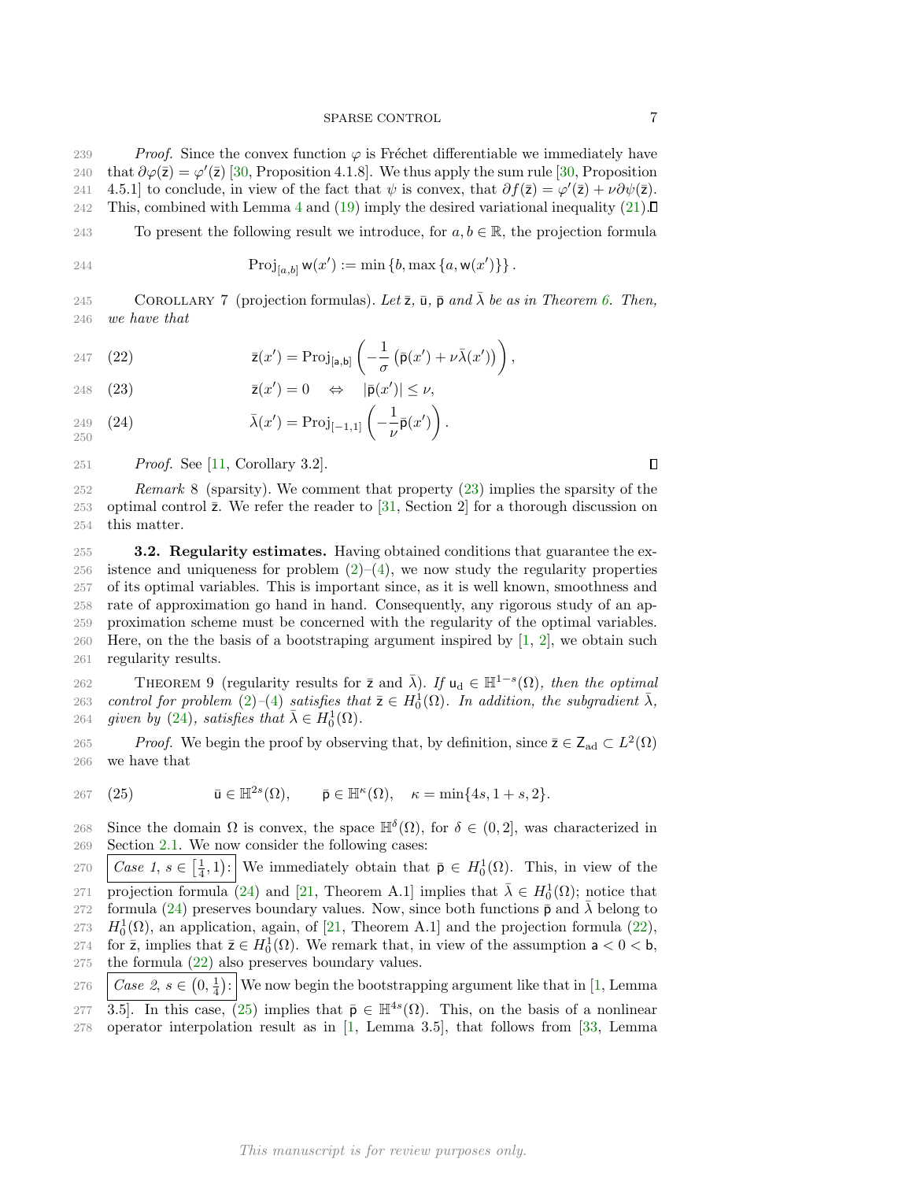*Proof.* Since the convex function $\varphi$ is Fréchet differentiable we immediately have that $\partial\varphi(\bar{\mathsf{z}}) = \varphi'(\bar{\mathsf{z}})$ [30, Proposition 4.1.8]. We thus apply the sum rule [30, Proposition 4.5.1] to conclude, in view of the fact that $\psi$ is convex, that $\partial f(\bar{\mathsf{z}}) = \varphi'(\bar{\mathsf{z}}) + \nu\partial\psi(\bar{\mathsf{z}})$. This, combined with Lemma 4 and (19) imply the desired variational inequality (21). ∎

To present the following result we introduce, for $a, b \in \mathbb{R}$, the projection formula

$$\mathrm{Proj}_{[a,b]}\,\mathsf{w}(x') := \min\left\{b, \max\left\{a, \mathsf{w}(x')\right\}\right\}.$$

Corollary 7 (projection formulas). *Let $\bar{\mathsf{z}}$, $\bar{\mathsf{u}}$, $\bar{\mathsf{p}}$ and $\bar{\lambda}$ be as in Theorem 6. Then, we have that*

$$\bar{\mathsf{z}}(x') = \mathrm{Proj}_{[\mathsf{a},\mathsf{b}]}\left(-\frac{1}{\sigma}\left(\bar{\mathsf{p}}(x') + \nu\bar{\lambda}(x')\right)\right), \tag{22}$$

$$\bar{\mathsf{z}}(x') = 0 \quad \Leftrightarrow \quad |\bar{\mathsf{p}}(x')| \leq \nu, \tag{23}$$

$$\bar{\lambda}(x') = \mathrm{Proj}_{[-1,1]}\left(-\frac{1}{\nu}\bar{\mathsf{p}}(x')\right). \tag{24}$$

*Proof.* See [11, Corollary 3.2]. ∎

*Remark* 8 (sparsity). We comment that property (23) implies the sparsity of the optimal control $\bar{\mathsf{z}}$. We refer the reader to [31, Section 2] for a thorough discussion on this matter.

### 3.2. Regularity estimates.

Having obtained conditions that guarantee the existence and uniqueness for problem (2)–(4), we now study the regularity properties of its optimal variables. This is important since, as it is well known, smoothness and rate of approximation go hand in hand. Consequently, any rigorous study of an approximation scheme must be concerned with the regularity of the optimal variables. Here, on the the basis of a bootstraping argument inspired by [1, 2], we obtain such regularity results.

Theorem 9 (regularity results for $\bar{\mathsf{z}}$ and $\bar{\lambda}$). *If $\mathsf{u}_{\rm d} \in \mathbb{H}^{1-s}(\Omega)$, then the optimal control for problem (2)–(4) satisfies that $\bar{\mathsf{z}} \in H_0^1(\Omega)$. In addition, the subgradient $\bar{\lambda}$, given by (24), satisfies that $\bar{\lambda} \in H_0^1(\Omega)$.*

*Proof.* We begin the proof by observing that, by definition, since $\bar{\mathsf{z}} \in \mathsf{Z}_{\rm ad} \subset L^2(\Omega)$ we have that

$$\bar{\mathsf{u}} \in \mathbb{H}^{2s}(\Omega), \qquad \bar{\mathsf{p}} \in \mathbb{H}^{\kappa}(\Omega), \quad \kappa = \min\{4s, 1+s, 2\}. \tag{25}$$

Since the domain $\Omega$ is convex, the space $\mathbb{H}^{\delta}(\Omega)$, for $\delta \in (0, 2]$, was characterized in Section 2.1. We now consider the following cases:

*Case 1, $s \in \left[\frac{1}{4}, 1\right)$:* We immediately obtain that $\bar{\mathsf{p}} \in H_0^1(\Omega)$. This, in view of the projection formula (24) and [21, Theorem A.1] implies that $\bar{\lambda} \in H_0^1(\Omega)$; notice that formula (24) preserves boundary values. Now, since both functions $\bar{\mathsf{p}}$ and $\bar{\lambda}$ belong to $H_0^1(\Omega)$, an application, again, of [21, Theorem A.1] and the projection formula (22), for $\bar{\mathsf{z}}$, implies that $\bar{\mathsf{z}} \in H_0^1(\Omega)$. We remark that, in view of the assumption $\mathsf{a} < 0 < \mathsf{b}$, the formula (22) also preserves boundary values.

*Case 2, $s \in \left(0, \frac{1}{4}\right)$:* We now begin the bootstrapping argument like that in [1, Lemma 3.5]. In this case, (25) implies that $\bar{\mathsf{p}} \in \mathbb{H}^{4s}(\Omega)$. This, on the basis of a nonlinear operator interpolation result as in [1, Lemma 3.5], that follows from [33, Lemma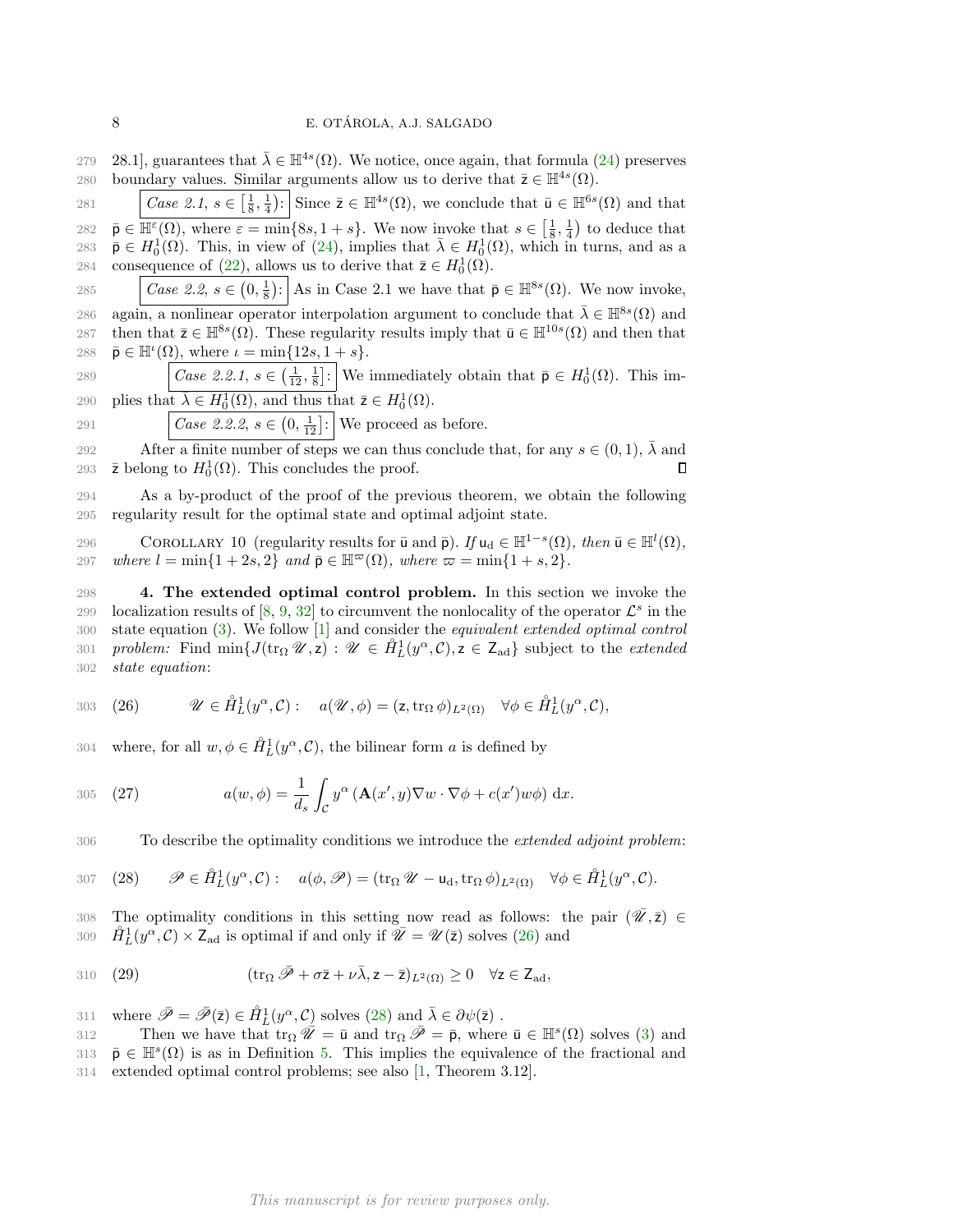28.1], guarantees that $\bar{\lambda} \in \mathbb{H}^{4s}(\Omega)$. We notice, once again, that formula (24) preserves boundary values. Similar arguments allow us to derive that $\bar{\mathsf{z}} \in \mathbb{H}^{4s}(\Omega)$.

*Case 2.1*, $s \in \left[\frac{1}{8}, \frac{1}{4}\right)$: Since $\bar{\mathsf{z}} \in \mathbb{H}^{4s}(\Omega)$, we conclude that $\bar{\mathsf{u}} \in \mathbb{H}^{6s}(\Omega)$ and that $\bar{\mathsf{p}} \in \mathbb{H}^{\varepsilon}(\Omega)$, where $\varepsilon = \min\{8s, 1+s\}$. We now invoke that $s \in \left[\frac{1}{8}, \frac{1}{4}\right)$ to deduce that $\bar{\mathsf{p}} \in H_0^1(\Omega)$. This, in view of (24), implies that $\bar{\lambda} \in H_0^1(\Omega)$, which in turns, and as a consequence of (22), allows us to derive that $\bar{\mathsf{z}} \in H_0^1(\Omega)$.

*Case 2.2*, $s \in \left(0, \frac{1}{8}\right)$: As in Case 2.1 we have that $\bar{\mathsf{p}} \in \mathbb{H}^{8s}(\Omega)$. We now invoke, again, a nonlinear operator interpolation argument to conclude that $\bar{\lambda} \in \mathbb{H}^{8s}(\Omega)$ and then that $\bar{\mathsf{z}} \in \mathbb{H}^{8s}(\Omega)$. These regularity results imply that $\bar{\mathsf{u}} \in \mathbb{H}^{10s}(\Omega)$ and then that $\bar{\mathsf{p}} \in \mathbb{H}^{\iota}(\Omega)$, where $\iota = \min\{12s, 1+s\}$.

*Case 2.2.1*, $s \in \left(\frac{1}{12}, \frac{1}{8}\right]$: We immediately obtain that $\bar{\mathsf{p}} \in H_0^1(\Omega)$. This implies that $\bar{\lambda} \in H_0^1(\Omega)$, and thus that $\bar{\mathsf{z}} \in H_0^1(\Omega)$.

*Case 2.2.2*, $s \in \left(0, \frac{1}{12}\right]$: We proceed as before.

After a finite number of steps we can thus conclude that, for any $s \in (0,1)$, $\bar{\lambda}$ and $\bar{\mathsf{z}}$ belong to $H_0^1(\Omega)$. This concludes the proof. ∎

As a by-product of the proof of the previous theorem, we obtain the following regularity result for the optimal state and optimal adjoint state.

COROLLARY 10 (regularity results for $\bar{\mathsf{u}}$ and $\bar{\mathsf{p}}$). *If $\mathsf{u}_{\rm d} \in \mathbb{H}^{1-s}(\Omega)$, then $\bar{\mathsf{u}} \in \mathbb{H}^{l}(\Omega)$, where $l = \min\{1+2s, 2\}$ and $\bar{\mathsf{p}} \in \mathbb{H}^{\varpi}(\Omega)$, where $\varpi = \min\{1+s, 2\}$.*

**4. The extended optimal control problem.** In this section we invoke the localization results of [8, 9, 32] to circumvent the nonlocality of the operator $\mathcal{L}^s$ in the state equation (3). We follow [1] and consider the *equivalent extended optimal control problem:* Find $\min\{J(\operatorname{tr}_\Omega \mathscr{U}, \mathsf{z}) : \mathscr{U} \in \mathring{H}_L^1(y^\alpha, \mathcal{C}), \mathsf{z} \in \mathsf{Z}_{\rm ad}\}$ subject to the *extended state equation*:

$$
(26) \qquad \mathscr{U} \in \mathring{H}_L^1(y^\alpha, \mathcal{C}) : \quad a(\mathscr{U}, \phi) = (\mathsf{z}, \operatorname{tr}_\Omega \phi)_{L^2(\Omega)} \quad \forall \phi \in \mathring{H}_L^1(y^\alpha, \mathcal{C}),
$$

where, for all $w, \phi \in \mathring{H}_L^1(y^\alpha, \mathcal{C})$, the bilinear form $a$ is defined by

$$
(27) \qquad a(w, \phi) = \frac{1}{d_s} \int_{\mathcal{C}} y^\alpha \left( \mathbf{A}(x', y) \nabla w \cdot \nabla \phi + c(x') w \phi \right) \mathrm{d}x.
$$

To describe the optimality conditions we introduce the *extended adjoint problem*:

$$
(28) \qquad \mathscr{P} \in \mathring{H}_L^1(y^\alpha, \mathcal{C}) : \quad a(\phi, \mathscr{P}) = (\operatorname{tr}_\Omega \mathscr{U} - \mathsf{u}_{\rm d}, \operatorname{tr}_\Omega \phi)_{L^2(\Omega)} \quad \forall \phi \in \mathring{H}_L^1(y^\alpha, \mathcal{C}).
$$

The optimality conditions in this setting now read as follows: the pair $(\bar{\mathscr{U}}, \bar{\mathsf{z}}) \in \mathring{H}_L^1(y^\alpha, \mathcal{C}) \times \mathsf{Z}_{\rm ad}$ is optimal if and only if $\bar{\mathscr{U}} = \mathscr{U}(\bar{\mathsf{z}})$ solves (26) and

$$
(29) \qquad (\operatorname{tr}_\Omega \bar{\mathscr{P}} + \sigma \bar{\mathsf{z}} + \nu \bar{\lambda}, \mathsf{z} - \bar{\mathsf{z}})_{L^2(\Omega)} \geq 0 \quad \forall \mathsf{z} \in \mathsf{Z}_{\rm ad},
$$

where $\bar{\mathscr{P}} = \bar{\mathscr{P}}(\bar{\mathsf{z}}) \in \mathring{H}_L^1(y^\alpha, \mathcal{C})$ solves (28) and $\bar{\lambda} \in \partial \psi(\bar{\mathsf{z}})$ .

Then we have that $\operatorname{tr}_\Omega \bar{\mathscr{U}} = \bar{\mathsf{u}}$ and $\operatorname{tr}_\Omega \bar{\mathscr{P}} = \bar{\mathsf{p}}$, where $\bar{\mathsf{u}} \in \mathbb{H}^s(\Omega)$ solves (3) and $\bar{\mathsf{p}} \in \mathbb{H}^s(\Omega)$ is as in Definition 5. This implies the equivalence of the fractional and extended optimal control problems; see also [1, Theorem 3.12].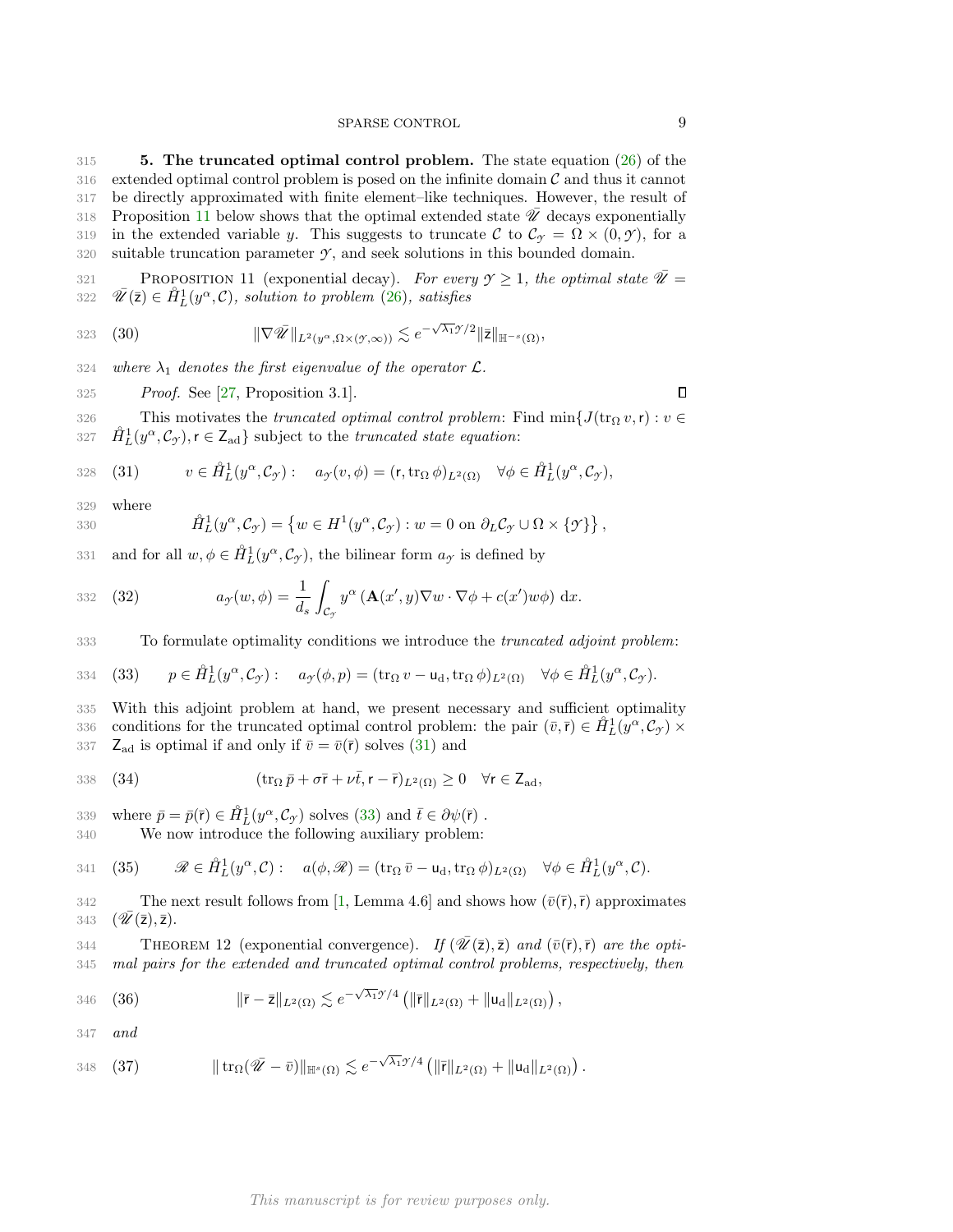**5. The truncated optimal control problem.** The state equation (26) of the extended optimal control problem is posed on the infinite domain $\mathcal{C}$ and thus it cannot be directly approximated with finite element–like techniques. However, the result of Proposition 11 below shows that the optimal extended state $\bar{\mathscr{U}}$ decays exponentially in the extended variable $y$. This suggests to truncate $\mathcal{C}$ to $\mathcal{C}_{\mathcal{Y}} = \Omega \times (0, \mathcal{Y})$, for a suitable truncation parameter $\mathcal{Y}$, and seek solutions in this bounded domain.

PROPOSITION 11 (exponential decay). *For every $\mathcal{Y} \geq 1$, the optimal state $\bar{\mathscr{U}} = \bar{\mathscr{U}}(\bar{\mathsf{z}}) \in \mathring{H}_L^1(y^\alpha, \mathcal{C})$, solution to problem (26), satisfies*

$$
\|\nabla \bar{\mathscr{U}}\|_{L^2(y^\alpha, \Omega \times (\mathcal{Y}, \infty))} \lesssim e^{-\sqrt{\lambda_1}\mathcal{Y}/2} \|\bar{\mathsf{z}}\|_{\mathbb{H}^{-s}(\Omega)}, \tag{30}
$$

*where $\lambda_1$ denotes the first eigenvalue of the operator $\mathcal{L}$.*

*Proof.* See [27, Proposition 3.1]. ∎

This motivates the *truncated optimal control problem*: Find $\min\{J(\operatorname{tr}_\Omega v, \mathsf{r}) : v \in \mathring{H}_L^1(y^\alpha, \mathcal{C}_{\mathcal{Y}}), \mathsf{r} \in \mathsf{Z}_{\mathrm{ad}}\}$ subject to the *truncated state equation*:

$$
v \in \mathring{H}_L^1(y^\alpha, \mathcal{C}_{\mathcal{Y}}) : \quad a_{\mathcal{Y}}(v, \phi) = (\mathsf{r}, \operatorname{tr}_\Omega \phi)_{L^2(\Omega)} \quad \forall \phi \in \mathring{H}_L^1(y^\alpha, \mathcal{C}_{\mathcal{Y}}), \tag{31}
$$

where

$$
\mathring{H}_L^1(y^\alpha, \mathcal{C}_{\mathcal{Y}}) = \left\{ w \in H^1(y^\alpha, \mathcal{C}_{\mathcal{Y}}) : w = 0 \text{ on } \partial_L \mathcal{C}_{\mathcal{Y}} \cup \Omega \times \{\mathcal{Y}\} \right\},
$$

and for all $w, \phi \in \mathring{H}_L^1(y^\alpha, \mathcal{C}_{\mathcal{Y}})$, the bilinear form $a_{\mathcal{Y}}$ is defined by

$$
a_{\mathcal{Y}}(w, \phi) = \frac{1}{d_s} \int_{\mathcal{C}_{\mathcal{Y}}} y^\alpha \left( \mathbf{A}(x', y) \nabla w \cdot \nabla \phi + c(x') w \phi \right) \, \mathrm{d}x. \tag{32}
$$

To formulate optimality conditions we introduce the *truncated adjoint problem*:

$$
p \in \mathring{H}_L^1(y^\alpha, \mathcal{C}_{\mathcal{Y}}) : \quad a_{\mathcal{Y}}(\phi, p) = (\operatorname{tr}_\Omega v - \mathsf{u}_{\mathrm{d}}, \operatorname{tr}_\Omega \phi)_{L^2(\Omega)} \quad \forall \phi \in \mathring{H}_L^1(y^\alpha, \mathcal{C}_{\mathcal{Y}}). \tag{33}
$$

With this adjoint problem at hand, we present necessary and sufficient optimality conditions for the truncated optimal control problem: the pair $(\bar{v}, \bar{\mathsf{r}}) \in \mathring{H}_L^1(y^\alpha, \mathcal{C}_{\mathcal{Y}}) \times \mathsf{Z}_{\mathrm{ad}}$ is optimal if and only if $\bar{v} = \bar{v}(\bar{\mathsf{r}})$ solves (31) and

$$
(\operatorname{tr}_\Omega \bar{p} + \sigma \bar{\mathsf{r}} + \nu \bar{t}, \mathsf{r} - \bar{\mathsf{r}})_{L^2(\Omega)} \geq 0 \quad \forall \mathsf{r} \in \mathsf{Z}_{\mathrm{ad}}, \tag{34}
$$

where $\bar{p} = \bar{p}(\bar{\mathsf{r}}) \in \mathring{H}_L^1(y^\alpha, \mathcal{C}_{\mathcal{Y}})$ solves (33) and $\bar{t} \in \partial \psi(\bar{\mathsf{r}})$ .

We now introduce the following auxiliary problem:

$$
\mathscr{R} \in \mathring{H}_L^1(y^\alpha, \mathcal{C}) : \quad a(\phi, \mathscr{R}) = (\operatorname{tr}_\Omega \bar{v} - \mathsf{u}_{\mathrm{d}}, \operatorname{tr}_\Omega \phi)_{L^2(\Omega)} \quad \forall \phi \in \mathring{H}_L^1(y^\alpha, \mathcal{C}). \tag{35}
$$

The next result follows from [1, Lemma 4.6] and shows how $(\bar{v}(\bar{\mathsf{r}}), \bar{\mathsf{r}})$ approximates $(\bar{\mathscr{U}}(\bar{\mathsf{z}}), \bar{\mathsf{z}})$.

THEOREM 12 (exponential convergence). *If $(\bar{\mathscr{U}}(\bar{\mathsf{z}}), \bar{\mathsf{z}})$ and $(\bar{v}(\bar{\mathsf{r}}), \bar{\mathsf{r}})$ are the optimal pairs for the extended and truncated optimal control problems, respectively, then*

$$
\|\bar{\mathsf{r}} - \bar{\mathsf{z}}\|_{L^2(\Omega)} \lesssim e^{-\sqrt{\lambda_1}\mathcal{Y}/4} \left( \|\bar{\mathsf{r}}\|_{L^2(\Omega)} + \|\mathsf{u}_{\mathrm{d}}\|_{L^2(\Omega)} \right), \tag{36}
$$

*and*

$$
\|\operatorname{tr}_\Omega(\bar{\mathscr{U}} - \bar{v})\|_{\mathbb{H}^s(\Omega)} \lesssim e^{-\sqrt{\lambda_1}\mathcal{Y}/4} \left( \|\bar{\mathsf{r}}\|_{L^2(\Omega)} + \|\mathsf{u}_{\mathrm{d}}\|_{L^2(\Omega)} \right). \tag{37}
$$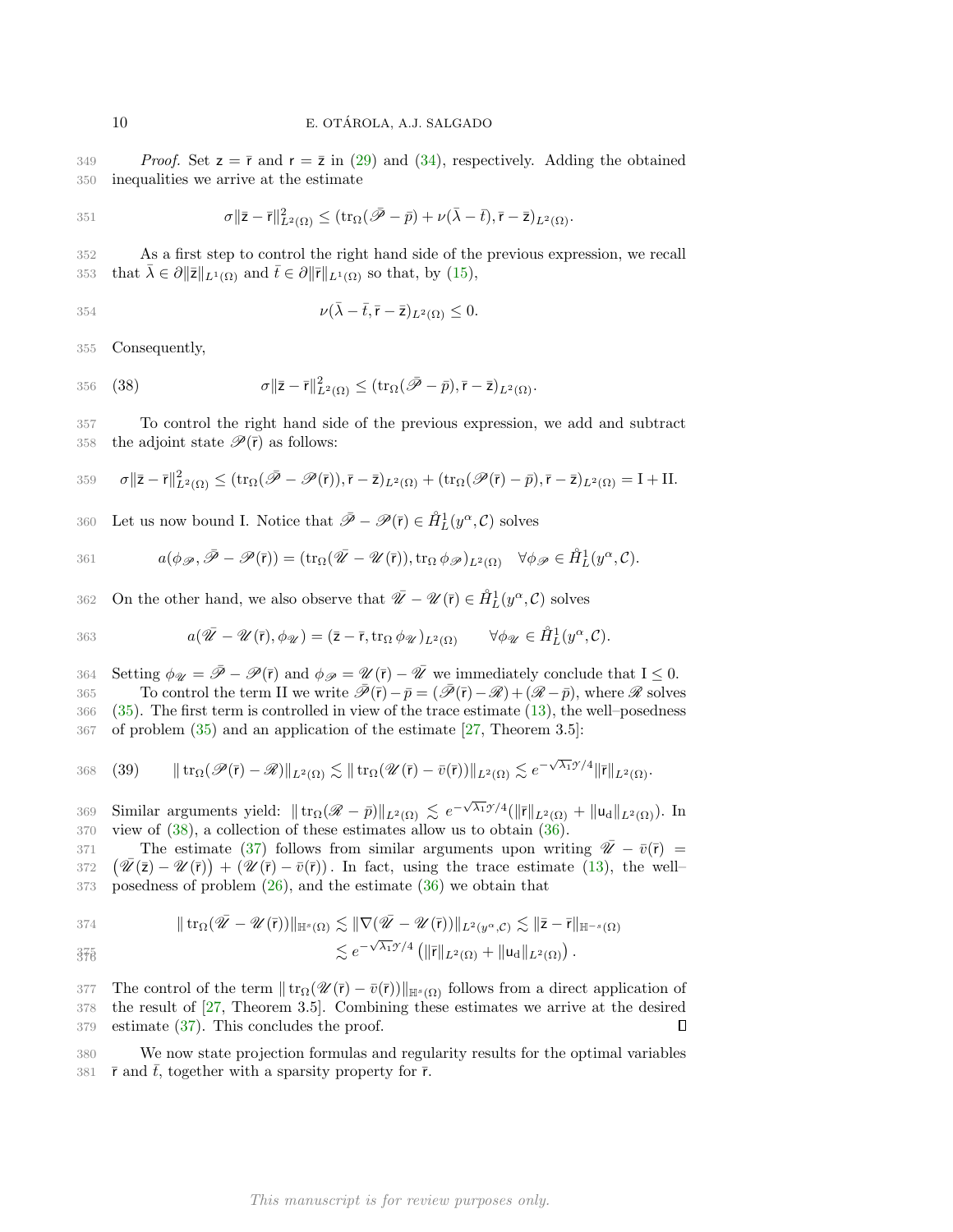*Proof.* Set $\mathsf{z} = \bar{\mathsf{r}}$ and $\mathsf{r} = \bar{\mathsf{z}}$ in (29) and (34), respectively. Adding the obtained inequalities we arrive at the estimate

$$\sigma \|\bar{\mathsf{z}} - \bar{\mathsf{r}}\|^2_{L^2(\Omega)} \leq (\mathrm{tr}_\Omega(\bar{\mathscr{P}} - \bar{p}) + \nu(\bar{\lambda} - \bar{t}), \bar{\mathsf{r}} - \bar{\mathsf{z}})_{L^2(\Omega)}.$$

As a first step to control the right hand side of the previous expression, we recall that $\bar{\lambda} \in \partial \|\bar{\mathsf{z}}\|_{L^1(\Omega)}$ and $\bar{t} \in \partial \|\bar{\mathsf{r}}\|_{L^1(\Omega)}$ so that, by (15),

$$\nu(\bar{\lambda} - \bar{t}, \bar{\mathsf{r}} - \bar{\mathsf{z}})_{L^2(\Omega)} \leq 0.$$

Consequently,

$$\sigma \|\bar{\mathsf{z}} - \bar{\mathsf{r}}\|^2_{L^2(\Omega)} \leq (\mathrm{tr}_\Omega(\bar{\mathscr{P}} - \bar{p}), \bar{\mathsf{r}} - \bar{\mathsf{z}})_{L^2(\Omega)}. \tag{38}$$

To control the right hand side of the previous expression, we add and subtract the adjoint state $\mathscr{P}(\bar{\mathsf{r}})$ as follows:

$$\sigma \|\bar{\mathsf{z}} - \bar{\mathsf{r}}\|^2_{L^2(\Omega)} \leq (\mathrm{tr}_\Omega(\bar{\mathscr{P}} - \mathscr{P}(\bar{\mathsf{r}})), \bar{\mathsf{r}} - \bar{\mathsf{z}})_{L^2(\Omega)} + (\mathrm{tr}_\Omega(\mathscr{P}(\bar{\mathsf{r}}) - \bar{p}), \bar{\mathsf{r}} - \bar{\mathsf{z}})_{L^2(\Omega)} = \mathrm{I} + \mathrm{II}.$$

Let us now bound I. Notice that $\bar{\mathscr{P}} - \mathscr{P}(\bar{\mathsf{r}}) \in \mathring{H}^1_L(y^\alpha, \mathcal{C})$ solves

$$a(\phi_{\mathscr{P}}, \bar{\mathscr{P}} - \mathscr{P}(\bar{\mathsf{r}})) = (\mathrm{tr}_\Omega(\bar{\mathscr{U}} - \mathscr{U}(\bar{\mathsf{r}})), \mathrm{tr}_\Omega\, \phi_{\mathscr{P}})_{L^2(\Omega)} \quad \forall \phi_{\mathscr{P}} \in \mathring{H}^1_L(y^\alpha, \mathcal{C}).$$

On the other hand, we also observe that $\bar{\mathscr{U}} - \mathscr{U}(\bar{\mathsf{r}}) \in \mathring{H}^1_L(y^\alpha, \mathcal{C})$ solves

$$a(\bar{\mathscr{U}} - \mathscr{U}(\bar{\mathsf{r}}), \phi_{\mathscr{U}}) = (\bar{\mathsf{z}} - \bar{\mathsf{r}}, \mathrm{tr}_\Omega\, \phi_{\mathscr{U}})_{L^2(\Omega)} \qquad \forall \phi_{\mathscr{U}} \in \mathring{H}^1_L(y^\alpha, \mathcal{C}).$$

Setting $\phi_{\mathscr{U}} = \bar{\mathscr{P}} - \mathscr{P}(\bar{\mathsf{r}})$ and $\phi_{\mathscr{P}} = \mathscr{U}(\bar{\mathsf{r}}) - \bar{\mathscr{U}}$ we immediately conclude that $\mathrm{I} \leq 0$.

To control the term II we write $\bar{\mathscr{P}}(\bar{\mathsf{r}}) - \bar{p} = (\bar{\mathscr{P}}(\bar{\mathsf{r}}) - \mathscr{R}) + (\mathscr{R} - \bar{p})$, where $\mathscr{R}$ solves (35). The first term is controlled in view of the trace estimate (13), the well–posedness of problem (35) and an application of the estimate [27, Theorem 3.5]:

$$\|\mathrm{tr}_\Omega(\mathscr{P}(\bar{\mathsf{r}}) - \mathscr{R})\|_{L^2(\Omega)} \lesssim \|\mathrm{tr}_\Omega(\mathscr{U}(\bar{\mathsf{r}}) - \bar{v}(\bar{\mathsf{r}}))\|_{L^2(\Omega)} \lesssim e^{-\sqrt{\lambda_1}\mathscr{Y}/4}\|\bar{\mathsf{r}}\|_{L^2(\Omega)}. \tag{39}$$

Similar arguments yield: $\|\mathrm{tr}_\Omega(\mathscr{R} - \bar{p})\|_{L^2(\Omega)} \lesssim e^{-\sqrt{\lambda_1}\mathscr{Y}/4}(\|\bar{\mathsf{r}}\|_{L^2(\Omega)} + \|\mathsf{u}_\mathrm{d}\|_{L^2(\Omega)})$. In view of (38), a collection of these estimates allow us to obtain (36).

The estimate (37) follows from similar arguments upon writing $\bar{\mathscr{U}} - \bar{v}(\bar{\mathsf{r}}) = \big(\bar{\mathscr{U}}(\bar{\mathsf{z}}) - \mathscr{U}(\bar{\mathsf{r}})\big) + \big(\mathscr{U}(\bar{\mathsf{r}}) - \bar{v}(\bar{\mathsf{r}})\big)$. In fact, using the trace estimate (13), the well–posedness of problem (26), and the estimate (36) we obtain that

$$\begin{aligned}
\|\mathrm{tr}_\Omega(\bar{\mathscr{U}} - \mathscr{U}(\bar{\mathsf{r}}))\|_{\mathbb{H}^s(\Omega)} &\lesssim \|\nabla(\bar{\mathscr{U}} - \mathscr{U}(\bar{\mathsf{r}}))\|_{L^2(y^\alpha, \mathcal{C})} \lesssim \|\bar{\mathsf{z}} - \bar{\mathsf{r}}\|_{\mathbb{H}^{-s}(\Omega)} \\
&\lesssim e^{-\sqrt{\lambda_1}\mathscr{Y}/4}\left(\|\bar{\mathsf{r}}\|_{L^2(\Omega)} + \|\mathsf{u}_\mathrm{d}\|_{L^2(\Omega)}\right).
\end{aligned}$$

The control of the term $\|\mathrm{tr}_\Omega(\mathscr{U}(\bar{\mathsf{r}}) - \bar{v}(\bar{\mathsf{r}}))\|_{\mathbb{H}^s(\Omega)}$ follows from a direct application of the result of [27, Theorem 3.5]. Combining these estimates we arrive at the desired estimate (37). This concludes the proof. ∎

We now state projection formulas and regularity results for the optimal variables $\bar{\mathsf{r}}$ and $\bar{t}$, together with a sparsity property for $\bar{\mathsf{r}}$.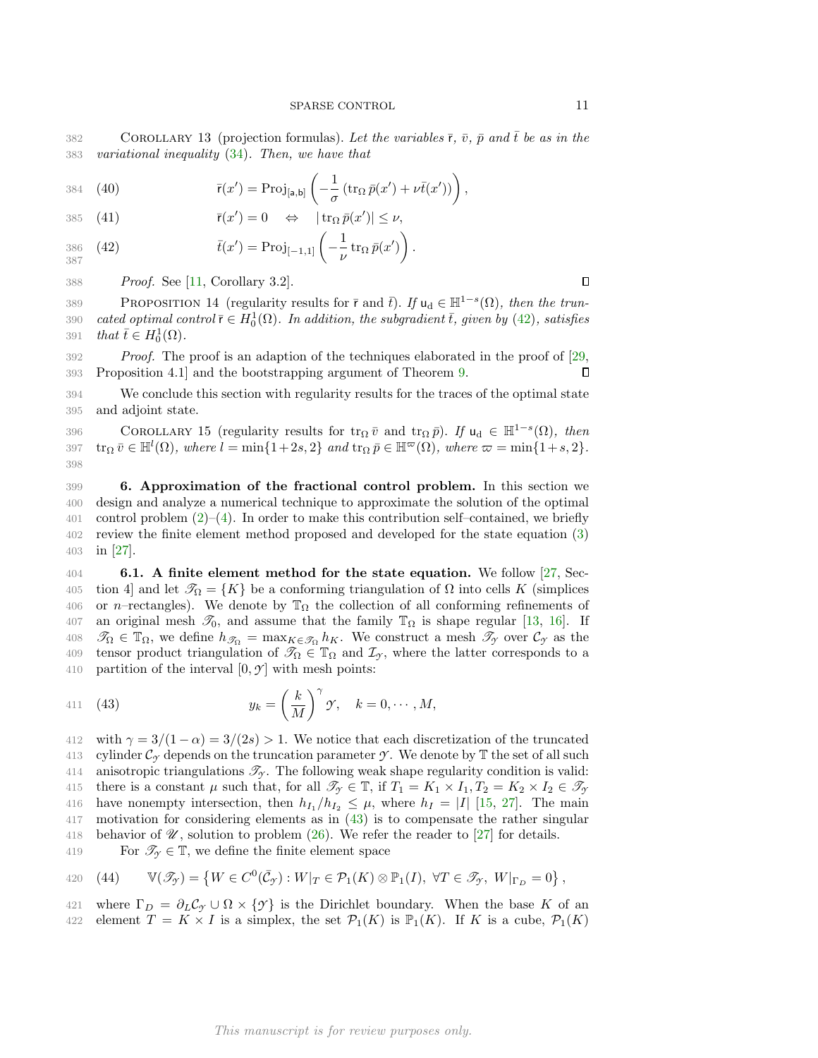COROLLARY 13 (projection formulas). *Let the variables $\bar{\mathsf{r}}$, $\bar{v}$, $\bar{p}$ and $\bar{t}$ be as in the variational inequality (34). Then, we have that*

$$\bar{\mathsf{r}}(x') = \mathrm{Proj}_{[\mathsf{a},\mathsf{b}]}\left(-\frac{1}{\sigma}\left(\mathrm{tr}_\Omega\, \bar{p}(x') + \nu \bar{t}(x')\right)\right), \tag{40}$$

$$\bar{\mathsf{r}}(x') = 0 \quad \Leftrightarrow \quad |\,\mathrm{tr}_\Omega\, \bar{p}(x')| \leq \nu, \tag{41}$$

$$\bar{t}(x') = \mathrm{Proj}_{[-1,1]}\left(-\frac{1}{\nu}\,\mathrm{tr}_\Omega\, \bar{p}(x')\right). \tag{42}$$

*Proof.* See [11, Corollary 3.2]. ∎

PROPOSITION 14 (regularity results for $\bar{\mathsf{r}}$ and $\bar{t}$). *If $\mathsf{u}_\mathrm{d} \in \mathbb{H}^{1-s}(\Omega)$, then the truncated optimal control $\bar{\mathsf{r}} \in H_0^1(\Omega)$. In addition, the subgradient $\bar{t}$, given by (42), satisfies that $\bar{t} \in H_0^1(\Omega)$.*

*Proof.* The proof is an adaption of the techniques elaborated in the proof of [29, Proposition 4.1] and the bootstrapping argument of Theorem 9. ∎

We conclude this section with regularity results for the traces of the optimal state and adjoint state.

COROLLARY 15 (regularity results for $\mathrm{tr}_\Omega\, \bar{v}$ and $\mathrm{tr}_\Omega\, \bar{p}$). *If $\mathsf{u}_\mathrm{d} \in \mathbb{H}^{1-s}(\Omega)$, then $\mathrm{tr}_\Omega\, \bar{v} \in \mathbb{H}^l(\Omega)$, where $l = \min\{1+2s, 2\}$ and $\mathrm{tr}_\Omega\, \bar{p} \in \mathbb{H}^\varpi(\Omega)$, where $\varpi = \min\{1+s, 2\}$.*

**6. Approximation of the fractional control problem.** In this section we design and analyze a numerical technique to approximate the solution of the optimal control problem (2)–(4). In order to make this contribution self–contained, we briefly review the finite element method proposed and developed for the state equation (3) in [27].

**6.1. A finite element method for the state equation.** We follow [27, Section 4] and let $\mathscr{T}_\Omega = \{K\}$ be a conforming triangulation of $\Omega$ into cells $K$ (simplices or $n$–rectangles). We denote by $\mathbb{T}_\Omega$ the collection of all conforming refinements of an original mesh $\mathscr{T}_0$, and assume that the family $\mathbb{T}_\Omega$ is shape regular [13, 16]. If $\mathscr{T}_\Omega \in \mathbb{T}_\Omega$, we define $h_{\mathscr{T}_\Omega} = \max_{K \in \mathscr{T}_\Omega} h_K$. We construct a mesh $\mathscr{T}_\mathcal{Y}$ over $\mathcal{C}_\mathcal{Y}$ as the tensor product triangulation of $\mathscr{T}_\Omega \in \mathbb{T}_\Omega$ and $\mathcal{I}_\mathcal{Y}$, where the latter corresponds to a partition of the interval $[0, \mathcal{Y}]$ with mesh points:

$$y_k = \left(\frac{k}{M}\right)^\gamma \mathcal{Y}, \quad k = 0, \cdots, M, \tag{43}$$

with $\gamma = 3/(1-\alpha) = 3/(2s) > 1$. We notice that each discretization of the truncated cylinder $\mathcal{C}_\mathcal{Y}$ depends on the truncation parameter $\mathcal{Y}$. We denote by $\mathbb{T}$ the set of all such anisotropic triangulations $\mathscr{T}_\mathcal{Y}$. The following weak shape regularity condition is valid: there is a constant $\mu$ such that, for all $\mathscr{T}_\mathcal{Y} \in \mathbb{T}$, if $T_1 = K_1 \times I_1, T_2 = K_2 \times I_2 \in \mathscr{T}_\mathcal{Y}$ have nonempty intersection, then $h_{I_1}/h_{I_2} \leq \mu$, where $h_I = |I|$ [15, 27]. The main motivation for considering elements as in (43) is to compensate the rather singular behavior of $\mathscr{U}$, solution to problem (26). We refer the reader to [27] for details.

For $\mathscr{T}_\mathcal{Y} \in \mathbb{T}$, we define the finite element space

$$\mathbb{V}(\mathscr{T}_\mathcal{Y}) = \left\{W \in C^0(\bar{\mathcal{C}}_\mathcal{Y}) : W|_T \in \mathcal{P}_1(K) \otimes \mathbb{P}_1(I),\ \forall T \in \mathscr{T}_\mathcal{Y},\ W|_{\Gamma_D} = 0\right\}, \tag{44}$$

where $\Gamma_D = \partial_L \mathcal{C}_\mathcal{Y} \cup \Omega \times \{\mathcal{Y}\}$ is the Dirichlet boundary. When the base $K$ of an element $T = K \times I$ is a simplex, the set $\mathcal{P}_1(K)$ is $\mathbb{P}_1(K)$. If $K$ is a cube, $\mathcal{P}_1(K)$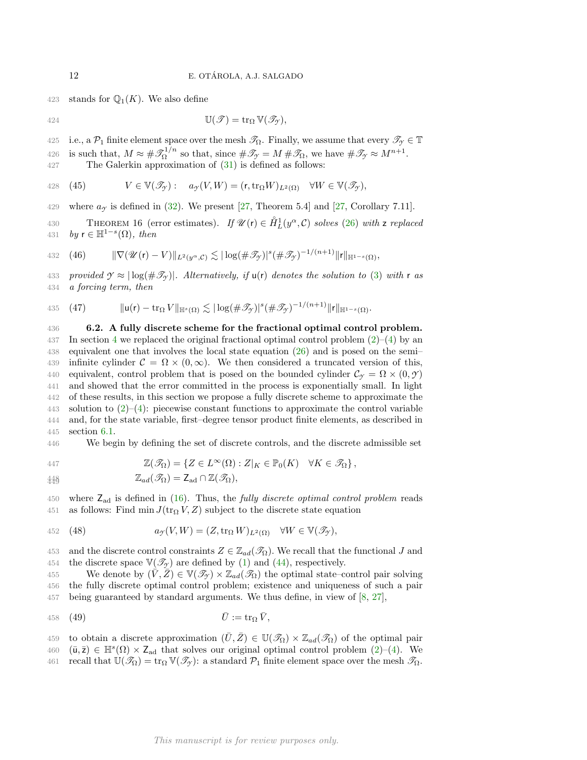stands for $\mathbb{Q}_1(K)$. We also define

$$\mathbb{U}(\mathscr{T}) = \operatorname{tr}_\Omega \mathbb{V}(\mathscr{T}_\mathcal{Y}),$$

i.e., a $\mathcal{P}_1$ finite element space over the mesh $\mathscr{T}_\Omega$. Finally, we assume that every $\mathscr{T}_\mathcal{Y} \in \mathbb{T}$ is such that, $M \approx \# \mathscr{T}_\Omega^{1/n}$ so that, since $\# \mathscr{T}_\mathcal{Y} = M \, \# \mathscr{T}_\Omega$, we have $\# \mathscr{T}_\mathcal{Y} \approx M^{n+1}$.

The Galerkin approximation of (31) is defined as follows:

$$V \in \mathbb{V}(\mathscr{T}_\mathcal{Y}) : \quad a_\mathcal{Y}(V, W) = (\mathsf{r}, \operatorname{tr}_\Omega W)_{L^2(\Omega)} \quad \forall W \in \mathbb{V}(\mathscr{T}_\mathcal{Y}), \tag{45}$$

where $a_\mathcal{Y}$ is defined in (32). We present [27, Theorem 5.4] and [27, Corollary 7.11].

THEOREM 16 (error estimates). *If $\mathscr{U}(\mathsf{r}) \in \mathring{H}_L^1(y^\alpha, \mathcal{C})$ solves (26) with $\mathsf{z}$ replaced by $\mathsf{r} \in \mathbb{H}^{1-s}(\Omega)$, then*

$$\| \nabla (\mathscr{U}(\mathsf{r}) - V) \|_{L^2(y^\alpha, \mathcal{C})} \lesssim |\log(\# \mathscr{T}_\mathcal{Y})|^s (\# \mathscr{T}_\mathcal{Y})^{-1/(n+1)} \| \mathsf{r} \|_{\mathbb{H}^{1-s}(\Omega)}, \tag{46}$$

*provided $\mathcal{Y} \approx |\log(\# \mathscr{T}_\mathcal{Y})|$. Alternatively, if $\mathsf{u}(\mathsf{r})$ denotes the solution to (3) with $\mathsf{r}$ as a forcing term, then*

$$\| \mathsf{u}(\mathsf{r}) - \operatorname{tr}_\Omega V \|_{\mathbb{H}^s(\Omega)} \lesssim |\log(\# \mathscr{T}_\mathcal{Y})|^s (\# \mathscr{T}_\mathcal{Y})^{-1/(n+1)} \| \mathsf{r} \|_{\mathbb{H}^{1-s}(\Omega)}. \tag{47}$$

**6.2. A fully discrete scheme for the fractional optimal control problem.** In section 4 we replaced the original fractional optimal control problem (2)–(4) by an equivalent one that involves the local state equation (26) and is posed on the semi–infinite cylinder $\mathcal{C} = \Omega \times (0, \infty)$. We then considered a truncated version of this, equivalent, control problem that is posed on the bounded cylinder $\mathcal{C}_\mathcal{Y} = \Omega \times (0, \mathcal{Y})$ and showed that the error committed in the process is exponentially small. In light of these results, in this section we propose a fully discrete scheme to approximate the solution to (2)–(4): piecewise constant functions to approximate the control variable and, for the state variable, first–degree tensor product finite elements, as described in section 6.1.

We begin by defining the set of discrete controls, and the discrete admissible set

$$\mathbb{Z}(\mathscr{T}_\Omega) = \left\{ Z \in L^\infty(\Omega) : Z|_K \in \mathbb{P}_0(K) \quad \forall K \in \mathscr{T}_\Omega \right\},$$
$$\mathbb{Z}_{ad}(\mathscr{T}_\Omega) = \mathsf{Z}_{\mathrm{ad}} \cap \mathbb{Z}(\mathscr{T}_\Omega),$$

where $\mathsf{Z}_{\mathrm{ad}}$ is defined in (16). Thus, the *fully discrete optimal control problem* reads as follows: Find $\min J(\operatorname{tr}_\Omega V, Z)$ subject to the discrete state equation

$$a_\mathcal{Y}(V, W) = (Z, \operatorname{tr}_\Omega W)_{L^2(\Omega)} \quad \forall W \in \mathbb{V}(\mathscr{T}_\mathcal{Y}), \tag{48}$$

and the discrete control constraints $Z \in \mathbb{Z}_{ad}(\mathscr{T}_\Omega)$. We recall that the functional $J$ and the discrete space $\mathbb{V}(\mathscr{T}_\mathcal{Y})$ are defined by (1) and (44), respectively.

We denote by $(\bar{V}, \bar{Z}) \in \mathbb{V}(\mathscr{T}_\mathcal{Y}) \times \mathbb{Z}_{ad}(\mathscr{T}_\Omega)$ the optimal state–control pair solving the fully discrete optimal control problem; existence and uniqueness of such a pair being guaranteed by standard arguments. We thus define, in view of [8, 27],

$$\bar{U} := \operatorname{tr}_\Omega \bar{V}, \tag{49}$$

to obtain a discrete approximation $(\bar{U}, \bar{Z}) \in \mathbb{U}(\mathscr{T}_\Omega) \times \mathbb{Z}_{ad}(\mathscr{T}_\Omega)$ of the optimal pair $(\bar{\mathsf{u}}, \bar{\mathsf{z}}) \in \mathbb{H}^s(\Omega) \times \mathsf{Z}_{\mathrm{ad}}$ that solves our original optimal control problem (2)–(4). We recall that $\mathbb{U}(\mathscr{T}_\Omega) = \operatorname{tr}_\Omega \mathbb{V}(\mathscr{T}_\mathcal{Y})$: a standard $\mathcal{P}_1$ finite element space over the mesh $\mathscr{T}_\Omega$.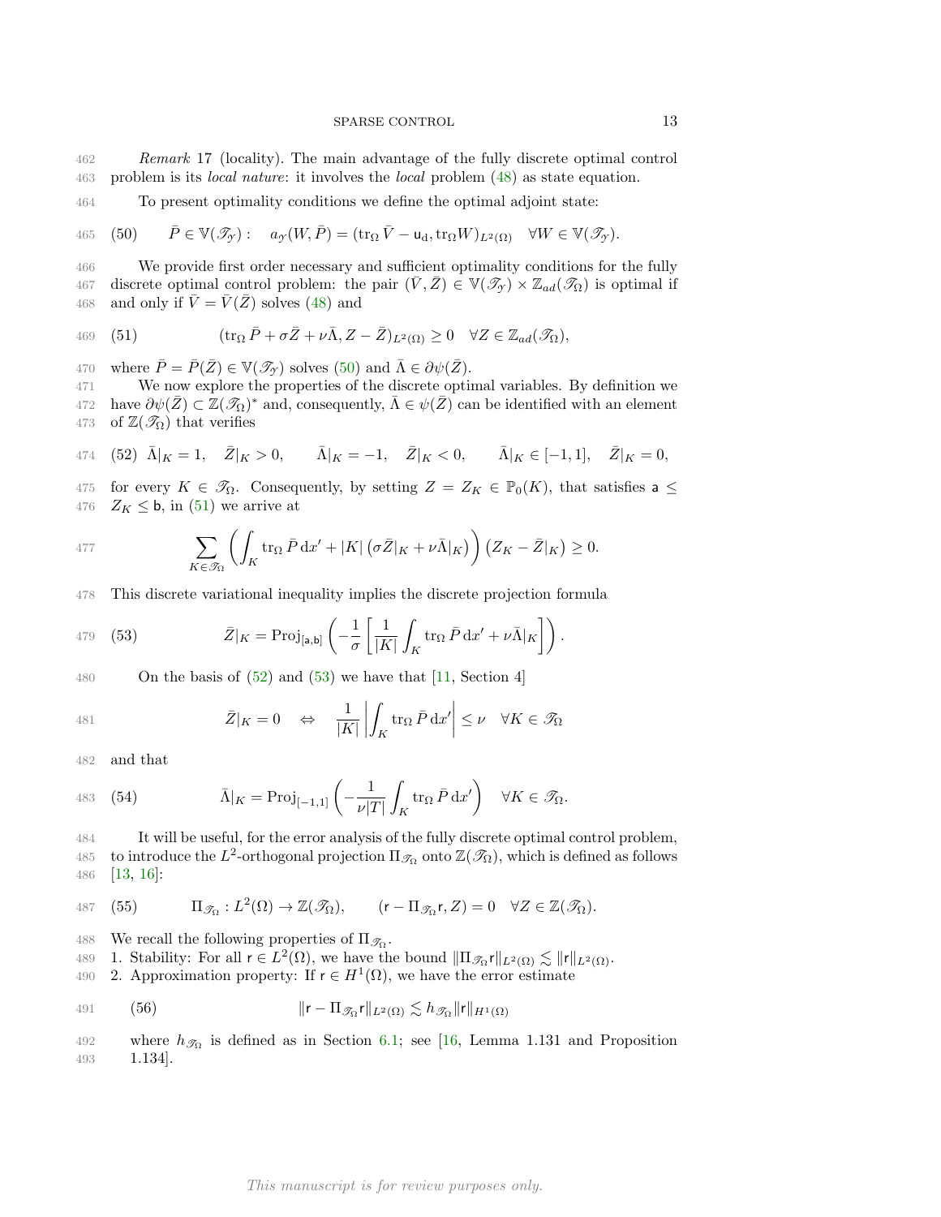*Remark* 17 (locality). The main advantage of the fully discrete optimal control problem is its *local nature*: it involves the *local* problem (48) as state equation.

To present optimality conditions we define the optimal adjoint state:

$$
\bar{P} \in \mathbb{V}(\mathscr{T}_{\mathscr{Y}}): \quad a_{\mathscr{Y}}(W, \bar{P}) = (\operatorname{tr}_\Omega \bar{V} - \mathsf{u}_{\mathrm{d}}, \operatorname{tr}_\Omega W)_{L^2(\Omega)} \quad \forall W \in \mathbb{V}(\mathscr{T}_{\mathscr{Y}}). \tag{50}
$$

We provide first order necessary and sufficient optimality conditions for the fully discrete optimal control problem: the pair $(\bar{V}, \bar{Z}) \in \mathbb{V}(\mathscr{T}_{\mathscr{Y}}) \times \mathbb{Z}_{ad}(\mathscr{T}_\Omega)$ is optimal if and only if $\bar{V} = \bar{V}(\bar{Z})$ solves (48) and

$$
(\operatorname{tr}_\Omega \bar{P} + \sigma \bar{Z} + \nu \bar{\Lambda}, Z - \bar{Z})_{L^2(\Omega)} \geq 0 \quad \forall Z \in \mathbb{Z}_{ad}(\mathscr{T}_\Omega), \tag{51}
$$

where $\bar{P} = \bar{P}(\bar{Z}) \in \mathbb{V}(\mathscr{T}_{\mathscr{Y}})$ solves (50) and $\bar{\Lambda} \in \partial\psi(\bar{Z})$.

We now explore the properties of the discrete optimal variables. By definition we have $\partial\psi(\bar{Z}) \subset \mathbb{Z}(\mathscr{T}_\Omega)^*$ and, consequently, $\bar{\Lambda} \in \psi(\bar{Z})$ can be identified with an element of $\mathbb{Z}(\mathscr{T}_\Omega)$ that verifies

$$
\bar{\Lambda}|_K = 1, \quad \bar{Z}|_K > 0, \qquad \bar{\Lambda}|_K = -1, \quad \bar{Z}|_K < 0, \qquad \bar{\Lambda}|_K \in [-1, 1], \quad \bar{Z}|_K = 0, \tag{52}
$$

for every $K \in \mathscr{T}_\Omega$. Consequently, by setting $Z = Z_K \in \mathbb{P}_0(K)$, that satisfies $\mathsf{a} \leq Z_K \leq \mathsf{b}$, in (51) we arrive at

$$
\sum_{K \in \mathscr{T}_\Omega} \left( \int_K \operatorname{tr}_\Omega \bar{P} \, \mathrm{d}x' + |K| \left( \sigma \bar{Z}|_K + \nu \bar{\Lambda}|_K \right) \right) \left( Z_K - \bar{Z}|_K \right) \geq 0.
$$

This discrete variational inequality implies the discrete projection formula

$$
\bar{Z}|_K = \operatorname{Proj}_{[\mathsf{a}, \mathsf{b}]} \left( -\frac{1}{\sigma} \left[ \frac{1}{|K|} \int_K \operatorname{tr}_\Omega \bar{P} \, \mathrm{d}x' + \nu \bar{\Lambda}|_K \right] \right). \tag{53}
$$

On the basis of (52) and (53) we have that [11, Section 4]

$$
\bar{Z}|_K = 0 \quad \Leftrightarrow \quad \frac{1}{|K|} \left| \int_K \operatorname{tr}_\Omega \bar{P} \, \mathrm{d}x' \right| \leq \nu \quad \forall K \in \mathscr{T}_\Omega
$$

and that

$$
\bar{\Lambda}|_K = \operatorname{Proj}_{[-1,1]} \left( -\frac{1}{\nu |T|} \int_K \operatorname{tr}_\Omega \bar{P} \, \mathrm{d}x' \right) \quad \forall K \in \mathscr{T}_\Omega. \tag{54}
$$

It will be useful, for the error analysis of the fully discrete optimal control problem, to introduce the $L^2$-orthogonal projection $\Pi_{\mathscr{T}_\Omega}$ onto $\mathbb{Z}(\mathscr{T}_\Omega)$, which is defined as follows [13, 16]:

$$
\Pi_{\mathscr{T}_\Omega} : L^2(\Omega) \to \mathbb{Z}(\mathscr{T}_\Omega), \qquad (\mathsf{r} - \Pi_{\mathscr{T}_\Omega} \mathsf{r}, Z) = 0 \quad \forall Z \in \mathbb{Z}(\mathscr{T}_\Omega). \tag{55}
$$

We recall the following properties of $\Pi_{\mathscr{T}_\Omega}$.

1. Stability: For all $\mathsf{r} \in L^2(\Omega)$, we have the bound $\|\Pi_{\mathscr{T}_\Omega} \mathsf{r}\|_{L^2(\Omega)} \lesssim \|\mathsf{r}\|_{L^2(\Omega)}$.
2. Approximation property: If $\mathsf{r} \in H^1(\Omega)$, we have the error estimate

$$
\|\mathsf{r} - \Pi_{\mathscr{T}_\Omega} \mathsf{r}\|_{L^2(\Omega)} \lesssim h_{\mathscr{T}_\Omega} \|\mathsf{r}\|_{H^1(\Omega)} \tag{56}
$$

where $h_{\mathscr{T}_\Omega}$ is defined as in Section 6.1; see [16, Lemma 1.131 and Proposition 1.134].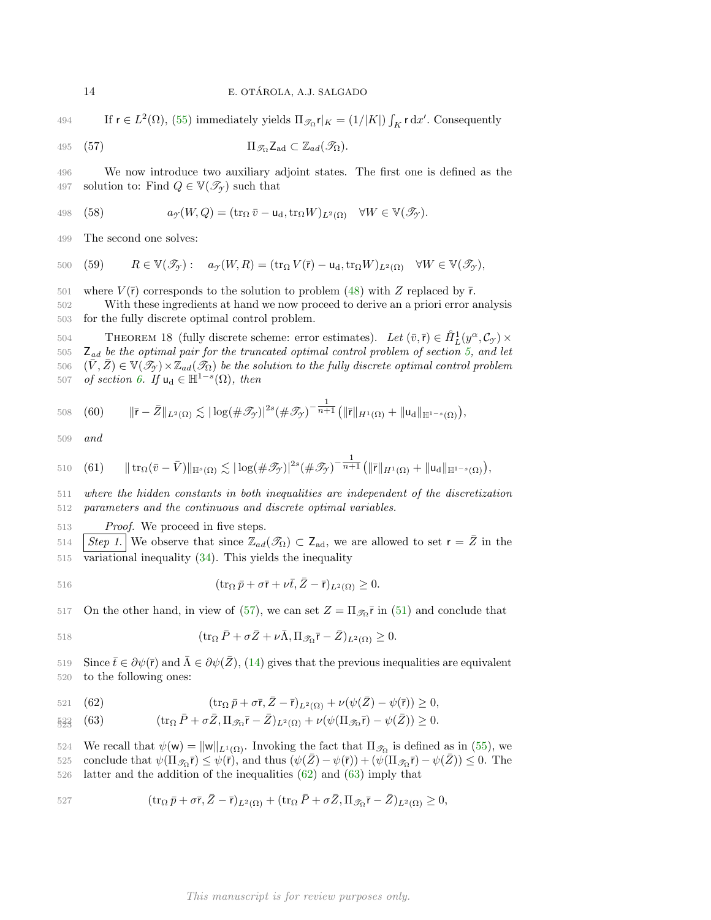If $\mathsf{r} \in L^2(\Omega)$, (55) immediately yields $\Pi_{\mathscr{T}_\Omega} \mathsf{r}|_K = (1/|K|) \int_K \mathsf{r} \, \mathrm{d}x'$. Consequently

$$\Pi_{\mathscr{T}_\Omega} \mathsf{Z}_{\mathrm{ad}} \subset \mathbb{Z}_{ad}(\mathscr{T}_\Omega). \tag{57}$$

We now introduce two auxiliary adjoint states. The first one is defined as the solution to: Find $Q \in \mathbb{V}(\mathscr{T}_\mathscr{Y})$ such that

$$a_\mathscr{Y}(W, Q) = (\mathrm{tr}_\Omega \, \bar{v} - \mathsf{u}_\mathrm{d}, \mathrm{tr}_\Omega W)_{L^2(\Omega)} \quad \forall W \in \mathbb{V}(\mathscr{T}_\mathscr{Y}). \tag{58}$$

The second one solves:

$$R \in \mathbb{V}(\mathscr{T}_\mathscr{Y}) : \quad a_\mathscr{Y}(W, R) = (\mathrm{tr}_\Omega \, V(\bar{\mathsf{r}}) - \mathsf{u}_\mathrm{d}, \mathrm{tr}_\Omega W)_{L^2(\Omega)} \quad \forall W \in \mathbb{V}(\mathscr{T}_\mathscr{Y}), \tag{59}$$

where $V(\bar{\mathsf{r}})$ corresponds to the solution to problem (48) with $Z$ replaced by $\bar{\mathsf{r}}$.

With these ingredients at hand we now proceed to derive an a priori error analysis for the fully discrete optimal control problem.

THEOREM 18 (fully discrete scheme: error estimates). *Let $(\bar{v}, \bar{\mathsf{r}}) \in \mathring{H}^1_L(y^\alpha, \mathcal{C}_\mathscr{Y}) \times \mathsf{Z}_{ad}$ be the optimal pair for the truncated optimal control problem of section 5, and let $(\bar{V}, \bar{Z}) \in \mathbb{V}(\mathscr{T}_\mathscr{Y}) \times \mathbb{Z}_{ad}(\mathscr{T}_\Omega)$ be the solution to the fully discrete optimal control problem of section 6. If $\mathsf{u}_\mathrm{d} \in \mathbb{H}^{1-s}(\Omega)$, then*

$$\|\bar{\mathsf{r}} - \bar{Z}\|_{L^2(\Omega)} \lesssim |\log(\#\mathscr{T}_\mathscr{Y})|^{2s} (\#\mathscr{T}_\mathscr{Y})^{-\frac{1}{n+1}} \big( \|\bar{\mathsf{r}}\|_{H^1(\Omega)} + \|\mathsf{u}_\mathrm{d}\|_{\mathbb{H}^{1-s}(\Omega)} \big), \tag{60}$$

*and*

$$\| \mathrm{tr}_\Omega (\bar{v} - \bar{V}) \|_{\mathbb{H}^s(\Omega)} \lesssim |\log(\#\mathscr{T}_\mathscr{Y})|^{2s} (\#\mathscr{T}_\mathscr{Y})^{-\frac{1}{n+1}} \big( \|\bar{\mathsf{r}}\|_{H^1(\Omega)} + \|\mathsf{u}_\mathrm{d}\|_{\mathbb{H}^{1-s}(\Omega)} \big), \tag{61}$$

*where the hidden constants in both inequalities are independent of the discretization parameters and the continuous and discrete optimal variables.*

*Proof.* We proceed in five steps.

*Step 1.* We observe that since $\mathbb{Z}_{ad}(\mathscr{T}_\Omega) \subset \mathsf{Z}_\mathrm{ad}$, we are allowed to set $\mathsf{r} = \bar{Z}$ in the variational inequality (34). This yields the inequality

$$(\mathrm{tr}_\Omega \, \bar{p} + \sigma \bar{\mathsf{r}} + \nu \bar{t}, \bar{Z} - \bar{\mathsf{r}})_{L^2(\Omega)} \geq 0.$$

On the other hand, in view of (57), we can set $Z = \Pi_{\mathscr{T}_\Omega} \bar{\mathsf{r}}$ in (51) and conclude that

$$(\mathrm{tr}_\Omega \, \bar{P} + \sigma \bar{Z} + \nu \bar{\Lambda}, \Pi_{\mathscr{T}_\Omega} \bar{\mathsf{r}} - \bar{Z})_{L^2(\Omega)} \geq 0.$$

Since $\bar{t} \in \partial \psi(\bar{\mathsf{r}})$ and $\bar{\Lambda} \in \partial \psi(\bar{Z})$, (14) gives that the previous inequalities are equivalent to the following ones:

$$(\mathrm{tr}_\Omega \, \bar{p} + \sigma \bar{\mathsf{r}}, \bar{Z} - \bar{\mathsf{r}})_{L^2(\Omega)} + \nu(\psi(\bar{Z}) - \psi(\bar{\mathsf{r}})) \geq 0, \tag{62}$$

$$(\mathrm{tr}_\Omega \, \bar{P} + \sigma \bar{Z}, \Pi_{\mathscr{T}_\Omega} \bar{\mathsf{r}} - \bar{Z})_{L^2(\Omega)} + \nu(\psi(\Pi_{\mathscr{T}_\Omega} \bar{\mathsf{r}}) - \psi(\bar{Z})) \geq 0. \tag{63}$$

We recall that $\psi(\mathsf{w}) = \|\mathsf{w}\|_{L^1(\Omega)}$. Invoking the fact that $\Pi_{\mathscr{T}_\Omega}$ is defined as in (55), we conclude that $\psi(\Pi_{\mathscr{T}_\Omega} \bar{\mathsf{r}}) \leq \psi(\bar{\mathsf{r}})$, and thus $(\psi(\bar{Z}) - \psi(\bar{\mathsf{r}})) + (\psi(\Pi_{\mathscr{T}_\Omega} \bar{\mathsf{r}}) - \psi(\bar{Z})) \leq 0$. The latter and the addition of the inequalities (62) and (63) imply that

$$(\mathrm{tr}_\Omega \, \bar{p} + \sigma \bar{\mathsf{r}}, \bar{Z} - \bar{\mathsf{r}})_{L^2(\Omega)} + (\mathrm{tr}_\Omega \, \bar{P} + \sigma \bar{Z}, \Pi_{\mathscr{T}_\Omega} \bar{\mathsf{r}} - \bar{Z})_{L^2(\Omega)} \geq 0,$$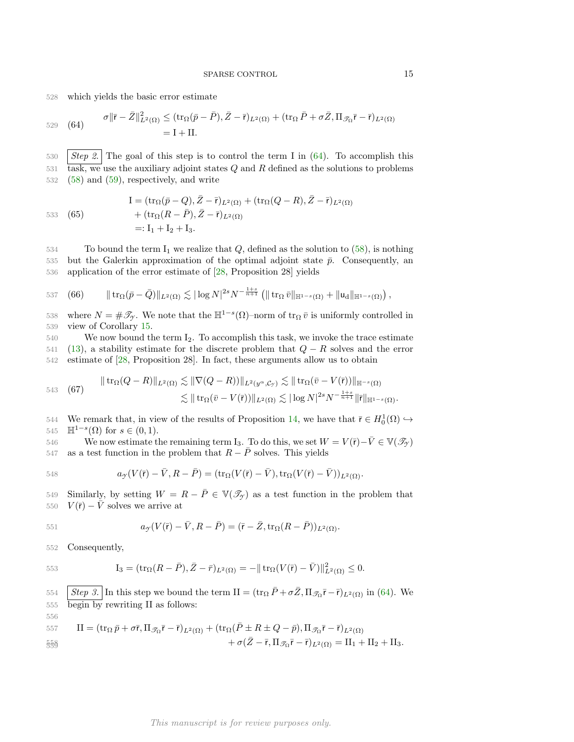which yields the basic error estimate

$$
\sigma\|\mathsf{r}-\bar{Z}\|^2_{L^2(\Omega)} \leq (\operatorname{tr}_\Omega(\bar{p}-\bar{P}), \bar{Z}-\mathsf{r})_{L^2(\Omega)} + (\operatorname{tr}_\Omega \bar{P} + \sigma\bar{Z}, \Pi_{\mathscr{T}_\Omega}\mathsf{r}-\mathsf{r})_{L^2(\Omega)} \tag{64}
$$
$$
= \mathrm{I} + \mathrm{II}.
$$

*Step 2.* The goal of this step is to control the term I in (64). To accomplish this task, we use the auxiliary adjoint states $Q$ and $R$ defined as the solutions to problems (58) and (59), respectively, and write

$$
\begin{aligned}
\mathrm{I} &= (\operatorname{tr}_\Omega(\bar{p}-Q), \bar{Z}-\mathsf{r})_{L^2(\Omega)} + (\operatorname{tr}_\Omega(Q-R), \bar{Z}-\mathsf{r})_{L^2(\Omega)} \\
&\quad + (\operatorname{tr}_\Omega(R-\bar{P}), \bar{Z}-\mathsf{r})_{L^2(\Omega)} \\
&=: \mathrm{I}_1 + \mathrm{I}_2 + \mathrm{I}_3.
\end{aligned} \tag{65}
$$

To bound the term $\mathrm{I}_1$ we realize that $Q$, defined as the solution to (58), is nothing but the Galerkin approximation of the optimal adjoint state $\bar{p}$. Consequently, an application of the error estimate of [28, Proposition 28] yields

$$
\|\operatorname{tr}_\Omega(\bar{p}-\bar{Q})\|_{L^2(\Omega)} \lesssim |\log N|^{2s} N^{-\frac{1+s}{n+1}} \left( \|\operatorname{tr}_\Omega \bar{v}\|_{\mathbb{H}^{1-s}(\Omega)} + \|\mathsf{u}_\mathrm{d}\|_{\mathbb{H}^{1-s}(\Omega)} \right), \tag{66}
$$

where $N = \#\mathscr{T}_\mathscr{Y}$. We note that the $\mathbb{H}^{1-s}(\Omega)$–norm of $\operatorname{tr}_\Omega \bar{v}$ is uniformly controlled in view of Corollary 15.

We now bound the term $\mathrm{I}_2$. To accomplish this task, we invoke the trace estimate (13), a stability estimate for the discrete problem that $Q-R$ solves and the error estimate of [28, Proposition 28]. In fact, these arguments allow us to obtain

$$
\begin{aligned}
\|\operatorname{tr}_\Omega(Q-R)\|_{L^2(\Omega)} &\lesssim \|\nabla(Q-R)\|_{L^2(y^\alpha,\mathcal{C}_\mathscr{Y})} \lesssim \|\operatorname{tr}_\Omega(\bar{v}-V(\mathsf{r}))\|_{\mathbb{H}^{-s}(\Omega)} \\
&\lesssim \|\operatorname{tr}_\Omega(\bar{v}-V(\mathsf{r}))\|_{L^2(\Omega)} \lesssim |\log N|^{2s} N^{-\frac{1+s}{n+1}} \|\mathsf{r}\|_{\mathbb{H}^{1-s}(\Omega)}.
\end{aligned} \tag{67}
$$

We remark that, in view of the results of Proposition 14, we have that $\mathsf{r} \in H_0^1(\Omega) \hookrightarrow \mathbb{H}^{1-s}(\Omega)$ for $s \in (0,1)$.

We now estimate the remaining term $\mathrm{I}_3$. To do this, we set $W = V(\mathsf{r}) - \bar{V} \in \mathbb{V}(\mathscr{T}_\mathscr{Y})$ as a test function in the problem that $R - \bar{P}$ solves. This yields

$$
a_\mathscr{Y}(V(\mathsf{r}) - \bar{V}, R - \bar{P}) = (\operatorname{tr}_\Omega(V(\mathsf{r}) - \bar{V}), \operatorname{tr}_\Omega(V(\mathsf{r}) - \bar{V}))_{L^2(\Omega)}.
$$

Similarly, by setting $W = R - \bar{P} \in \mathbb{V}(\mathscr{T}_\mathscr{Y})$ as a test function in the problem that $V(\mathsf{r}) - \bar{V}$ solves we arrive at

$$
a_\mathscr{Y}(V(\mathsf{r}) - \bar{V}, R - \bar{P}) = (\mathsf{r} - \bar{Z}, \operatorname{tr}_\Omega(R - \bar{P}))_{L^2(\Omega)}.
$$

Consequently,

$$
\mathrm{I}_3 = (\operatorname{tr}_\Omega(R-\bar{P}), \bar{Z} - \bar{r})_{L^2(\Omega)} = -\|\operatorname{tr}_\Omega(V(\mathsf{r}) - \bar{V})\|^2_{L^2(\Omega)} \leq 0.
$$

*Step 3.* In this step we bound the term $\mathrm{II} = (\operatorname{tr}_\Omega \bar{P} + \sigma\bar{Z}, \Pi_{\mathscr{T}_\Omega}\mathsf{r} - \mathsf{r})_{L^2(\Omega)}$ in (64). We begin by rewriting II as follows:

$$
\begin{aligned}
\mathrm{II} = (\operatorname{tr}_\Omega \bar{p} + \sigma\mathsf{r}, \Pi_{\mathscr{T}_\Omega}\mathsf{r} - \mathsf{r})_{L^2(\Omega)} &+ (\operatorname{tr}_\Omega(\bar{P} \pm R \pm Q - \bar{p}), \Pi_{\mathscr{T}_\Omega}\mathsf{r} - \mathsf{r})_{L^2(\Omega)} \\
&+ \sigma(\bar{Z} - \mathsf{r}, \Pi_{\mathscr{T}_\Omega}\mathsf{r} - \mathsf{r})_{L^2(\Omega)} = \mathrm{II}_1 + \mathrm{II}_2 + \mathrm{II}_3.
\end{aligned}
$$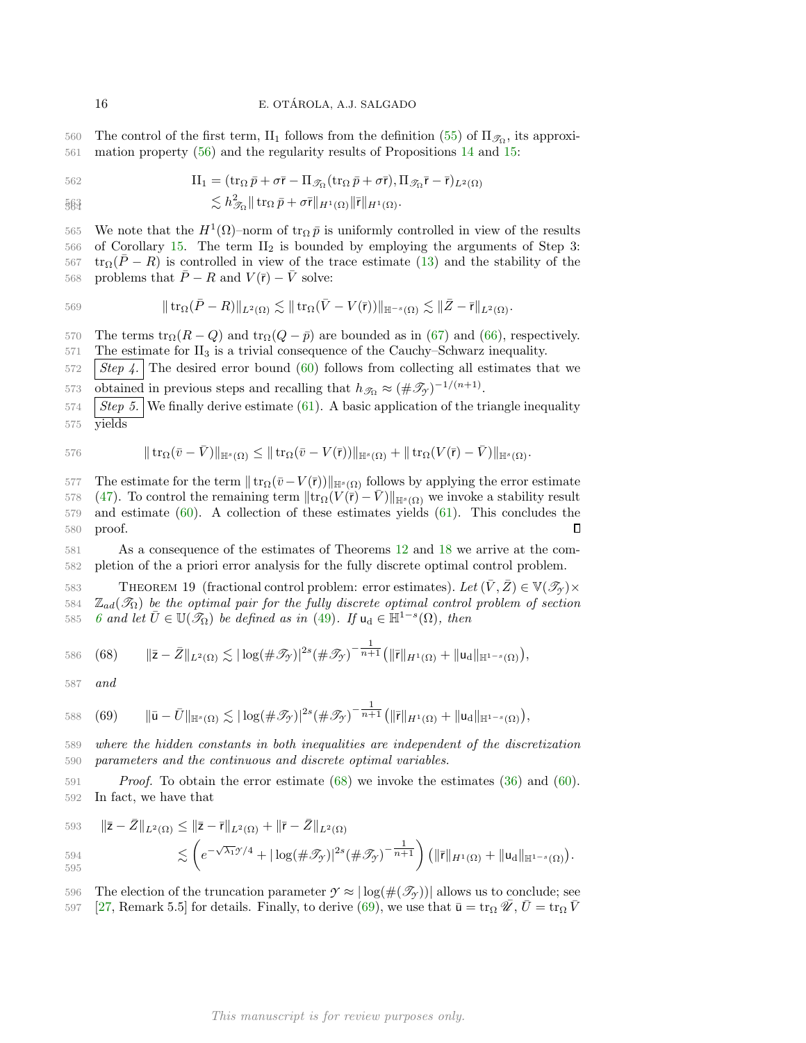The control of the first term, $\mathrm{II}_1$ follows from the definition (55) of $\Pi_{\mathscr{T}_\Omega}$, its approximation property (56) and the regularity results of Propositions 14 and 15:

$$
\begin{aligned}
\mathrm{II}_1 &= (\operatorname{tr}_\Omega \bar{p} + \sigma \bar{\mathsf{r}} - \Pi_{\mathscr{T}_\Omega}(\operatorname{tr}_\Omega \bar{p} + \sigma \bar{\mathsf{r}}), \Pi_{\mathscr{T}_\Omega} \bar{\mathsf{r}} - \bar{\mathsf{r}})_{L^2(\Omega)} \\
&\lesssim h_{\mathscr{T}_\Omega}^2 \| \operatorname{tr}_\Omega \bar{p} + \sigma \bar{\mathsf{r}} \|_{H^1(\Omega)} \| \bar{\mathsf{r}} \|_{H^1(\Omega)}.
\end{aligned}
$$

We note that the $H^1(\Omega)$–norm of $\operatorname{tr}_\Omega \bar{p}$ is uniformly controlled in view of the results of Corollary 15. The term $\mathrm{II}_2$ is bounded by employing the arguments of Step 3: $\operatorname{tr}_\Omega(\bar{P} - R)$ is controlled in view of the trace estimate (13) and the stability of the problems that $\bar{P} - R$ and $V(\bar{\mathsf{r}}) - \bar{V}$ solve:

$$
\| \operatorname{tr}_\Omega (\bar{P} - R) \|_{L^2(\Omega)} \lesssim \| \operatorname{tr}_\Omega (\bar{V} - V(\bar{\mathsf{r}})) \|_{\mathbb{H}^{-s}(\Omega)} \lesssim \| \bar{Z} - \bar{\mathsf{r}} \|_{L^2(\Omega)}.
$$

The terms $\operatorname{tr}_\Omega(R - Q)$ and $\operatorname{tr}_\Omega(Q - \bar{p})$ are bounded as in (67) and (66), respectively. The estimate for $\mathrm{II}_3$ is a trivial consequence of the Cauchy–Schwarz inequality.

*Step 4.* The desired error bound (60) follows from collecting all estimates that we obtained in previous steps and recalling that $h_{\mathscr{T}_\Omega} \approx (\#\mathscr{T}_\mathscr{Y})^{-1/(n+1)}$.

*Step 5.* We finally derive estimate (61). A basic application of the triangle inequality yields

$$
\| \operatorname{tr}_\Omega (\bar{v} - \bar{V}) \|_{\mathbb{H}^s(\Omega)} \leq \| \operatorname{tr}_\Omega (\bar{v} - V(\bar{\mathsf{r}})) \|_{\mathbb{H}^s(\Omega)} + \| \operatorname{tr}_\Omega (V(\bar{\mathsf{r}}) - \bar{V}) \|_{\mathbb{H}^s(\Omega)}.
$$

The estimate for the term $\| \operatorname{tr}_\Omega (\bar{v} - V(\bar{\mathsf{r}})) \|_{\mathbb{H}^s(\Omega)}$ follows by applying the error estimate (47). To control the remaining term $\| \operatorname{tr}_\Omega (V(\bar{\mathsf{r}}) - \bar{V}) \|_{\mathbb{H}^s(\Omega)}$ we invoke a stability result and estimate (60). A collection of these estimates yields (61). This concludes the proof. ∎

As a consequence of the estimates of Theorems 12 and 18 we arrive at the completion of the a priori error analysis for the fully discrete optimal control problem.

**Theorem 19** (fractional control problem: error estimates). *Let $(\bar{V}, \bar{Z}) \in \mathbb{V}(\mathscr{T}_\mathscr{Y}) \times \mathbb{Z}_{ad}(\mathscr{T}_\Omega)$ be the optimal pair for the fully discrete optimal control problem of section 6 and let $\bar{U} \in \mathbb{U}(\mathscr{T}_\Omega)$ be defined as in (49). If $\mathsf{u}_\mathrm{d} \in \mathbb{H}^{1-s}(\Omega)$, then*

$$
\| \bar{\mathsf{z}} - \bar{Z} \|_{L^2(\Omega)} \lesssim |\log(\#\mathscr{T}_\mathscr{Y})|^{2s} (\#\mathscr{T}_\mathscr{Y})^{-\frac{1}{n+1}} \big( \| \bar{\mathsf{r}} \|_{H^1(\Omega)} + \| \mathsf{u}_\mathrm{d} \|_{\mathbb{H}^{1-s}(\Omega)} \big), \tag{68}
$$

*and*

$$
\| \bar{\mathsf{u}} - \bar{U} \|_{\mathbb{H}^s(\Omega)} \lesssim |\log(\#\mathscr{T}_\mathscr{Y})|^{2s} (\#\mathscr{T}_\mathscr{Y})^{-\frac{1}{n+1}} \big( \| \bar{\mathsf{r}} \|_{H^1(\Omega)} + \| \mathsf{u}_\mathrm{d} \|_{\mathbb{H}^{1-s}(\Omega)} \big), \tag{69}
$$

*where the hidden constants in both inequalities are independent of the discretization parameters and the continuous and discrete optimal variables.*

*Proof.* To obtain the error estimate (68) we invoke the estimates (36) and (60). In fact, we have that

$$
\begin{aligned}
\| \bar{\mathsf{z}} - \bar{Z} \|_{L^2(\Omega)} &\leq \| \bar{\mathsf{z}} - \bar{\mathsf{r}} \|_{L^2(\Omega)} + \| \bar{\mathsf{r}} - \bar{Z} \|_{L^2(\Omega)} \\
&\lesssim \left( e^{-\sqrt{\lambda_1} \mathscr{Y}/4} + |\log(\#\mathscr{T}_\mathscr{Y})|^{2s} (\#\mathscr{T}_\mathscr{Y})^{-\frac{1}{n+1}} \right) \big( \| \bar{\mathsf{r}} \|_{H^1(\Omega)} + \| \mathsf{u}_\mathrm{d} \|_{\mathbb{H}^{1-s}(\Omega)} \big).
\end{aligned}
$$

The election of the truncation parameter $\mathscr{Y} \approx |\log(\#(\mathscr{T}_\mathscr{Y}))|$ allows us to conclude; see [27, Remark 5.5] for details. Finally, to derive (69), we use that $\bar{\mathsf{u}} = \operatorname{tr}_\Omega \bar{\mathscr{U}}$, $\bar{U} = \operatorname{tr}_\Omega \bar{V}$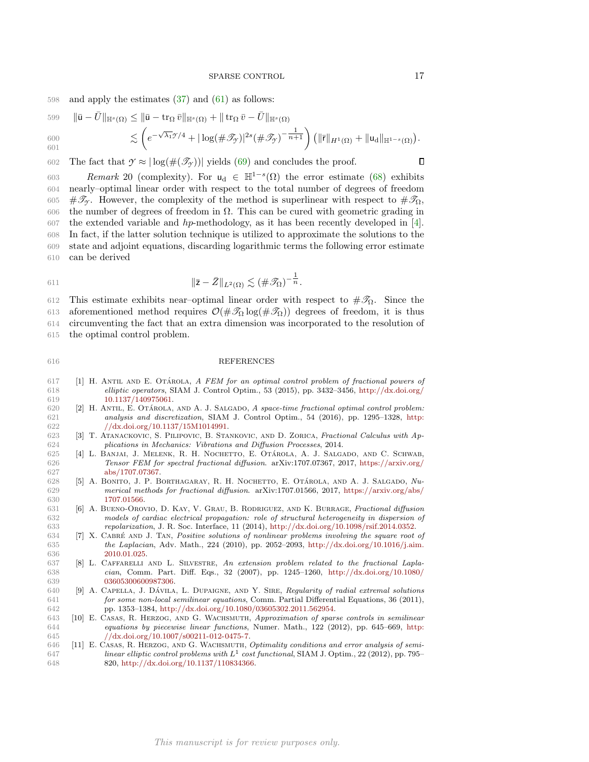and apply the estimates (37) and (61) as follows:

$$
\begin{aligned}
\|\bar{\mathsf{u}} - \bar{U}\|_{\mathbb{H}^s(\Omega)} &\leq \|\bar{\mathsf{u}} - \operatorname{tr}_\Omega \bar{v}\|_{\mathbb{H}^s(\Omega)} + \|\operatorname{tr}_\Omega \bar{v} - \bar{U}\|_{\mathbb{H}^s(\Omega)} \\
&\lesssim \left( e^{-\sqrt{\lambda_1}\mathcal{Y}/4} + |\log(\#\mathscr{T}_\mathcal{Y})|^{2s} (\#\mathscr{T}_\mathcal{Y})^{-\frac{1}{n+1}} \right) \left( \|\bar{\mathsf{r}}\|_{H^1(\Omega)} + \|\mathsf{u}_\mathrm{d}\|_{\mathbb{H}^{1-s}(\Omega)} \right).
\end{aligned}
$$

The fact that $\mathcal{Y} \approx |\log(\#(\mathscr{T}_\mathcal{Y}))|$ yields (69) and concludes the proof. ∎

*Remark* 20 (complexity). For $\mathsf{u}_\mathrm{d} \in \mathbb{H}^{1-s}(\Omega)$ the error estimate (68) exhibits nearly–optimal linear order with respect to the total number of degrees of freedom $\#\mathscr{T}_\mathcal{Y}$. However, the complexity of the method is superlinear with respect to $\#\mathscr{T}_\Omega$, the number of degrees of freedom in $\Omega$. This can be cured with geometric grading in the extended variable and *hp*-methodology, as it has been recently developed in [4]. In fact, if the latter solution technique is utilized to approximate the solutions to the state and adjoint equations, discarding logarithmic terms the following error estimate can be derived

$$
\|\bar{\mathsf{z}} - \bar{Z}\|_{L^2(\Omega)} \lesssim (\#\mathscr{T}_\Omega)^{-\frac{1}{n}}.
$$

This estimate exhibits near–optimal linear order with respect to $\#\mathscr{T}_\Omega$. Since the aforementioned method requires $\mathcal{O}(\#\mathscr{T}_\Omega \log(\#\mathscr{T}_\Omega))$ degrees of freedom, it is thus circumventing the fact that an extra dimension was incorporated to the resolution of the optimal control problem.

## REFERENCES

[1] H. Antil and E. Otárola, *A FEM for an optimal control problem of fractional powers of elliptic operators*, SIAM J. Control Optim., 53 (2015), pp. 3432–3456, http://dx.doi.org/10.1137/140975061.

[2] H. Antil, E. Otárola, and A. J. Salgado, *A space-time fractional optimal control problem: analysis and discretization*, SIAM J. Control Optim., 54 (2016), pp. 1295–1328, http://dx.doi.org/10.1137/15M1014991.

[3] T. Atanackovic, S. Pilipovic, B. Stankovic, and D. Zorica, *Fractional Calculus with Applications in Mechanics: Vibrations and Diffusion Processes*, 2014.

[4] L. Banjai, J. Melenk, R. H. Nochetto, E. Otárola, A. J. Salgado, and C. Schwab, *Tensor FEM for spectral fractional diffusion*. arXiv:1707.07367, 2017, https://arxiv.org/abs/1707.07367.

[5] A. Bonito, J. P. Borthagaray, R. H. Nochetto, E. Otárola, and A. J. Salgado, *Numerical methods for fractional diffusion*. arXiv:1707.01566, 2017, https://arxiv.org/abs/1707.01566.

[6] A. Bueno-Orovio, D. Kay, V. Grau, B. Rodriguez, and K. Burrage, *Fractional diffusion models of cardiac electrical propagation: role of structural heterogeneity in dispersion of repolarization*, J. R. Soc. Interface, 11 (2014), http://dx.doi.org/10.1098/rsif.2014.0352.

[7] X. Cabré and J. Tan, *Positive solutions of nonlinear problems involving the square root of the Laplacian*, Adv. Math., 224 (2010), pp. 2052–2093, http://dx.doi.org/10.1016/j.aim.2010.01.025.

[8] L. Caffarelli and L. Silvestre, *An extension problem related to the fractional Laplacian*, Comm. Part. Diff. Eqs., 32 (2007), pp. 1245–1260, http://dx.doi.org/10.1080/03605300600987306.

[9] A. Capella, J. Dávila, L. Dupaigne, and Y. Sire, *Regularity of radial extremal solutions for some non-local semilinear equations*, Comm. Partial Differential Equations, 36 (2011), pp. 1353–1384, http://dx.doi.org/10.1080/03605302.2011.562954.

[10] E. Casas, R. Herzog, and G. Wachsmuth, *Approximation of sparse controls in semilinear equations by piecewise linear functions*, Numer. Math., 122 (2012), pp. 645–669, http://dx.doi.org/10.1007/s00211-012-0475-7.

[11] E. Casas, R. Herzog, and G. Wachsmuth, *Optimality conditions and error analysis of semilinear elliptic control problems with $L^1$ cost functional*, SIAM J. Optim., 22 (2012), pp. 795–820, http://dx.doi.org/10.1137/110834366.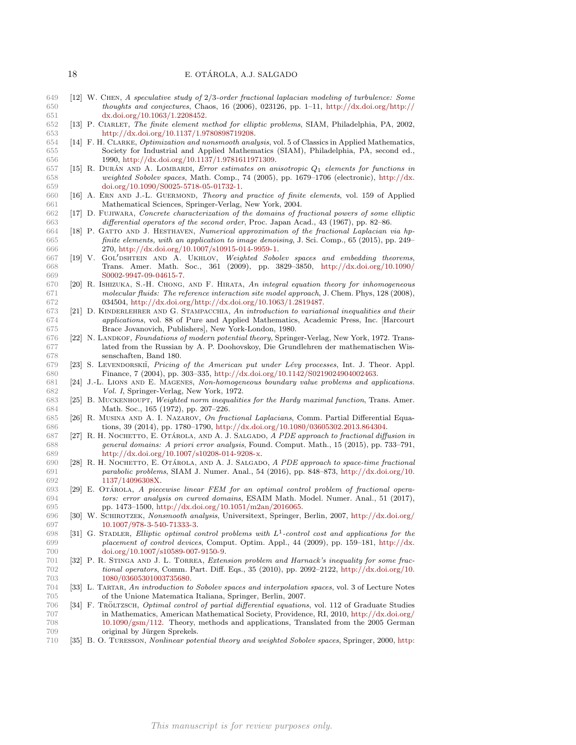[12] W. Chen, *A speculative study of 2/3-order fractional laplacian modeling of turbulence: Some thoughts and conjectures*, Chaos, 16 (2006), 023126, pp. 1–11, http://dx.doi.org/http://dx.doi.org/10.1063/1.2208452.

[13] P. Ciarlet, *The finite element method for elliptic problems*, SIAM, Philadelphia, PA, 2002, http://dx.doi.org/10.1137/1.9780898719208.

[14] F. H. Clarke, *Optimization and nonsmooth analysis*, vol. 5 of Classics in Applied Mathematics, Society for Industrial and Applied Mathematics (SIAM), Philadelphia, PA, second ed., 1990, http://dx.doi.org/10.1137/1.9781611971309.

[15] R. Durán and A. Lombardi, *Error estimates on anisotropic $Q_1$ elements for functions in weighted Sobolev spaces*, Math. Comp., 74 (2005), pp. 1679–1706 (electronic), http://dx.doi.org/10.1090/S0025-5718-05-01732-1.

[16] A. Ern and J.-L. Guermond, *Theory and practice of finite elements*, vol. 159 of Applied Mathematical Sciences, Springer-Verlag, New York, 2004.

[17] D. Fujiwara, *Concrete characterization of the domains of fractional powers of some elliptic differential operators of the second order*, Proc. Japan Acad., 43 (1967), pp. 82–86.

[18] P. Gatto and J. Hesthaven, *Numerical approximation of the fractional Laplacian via hp-finite elements, with an application to image denoising*, J. Sci. Comp., 65 (2015), pp. 249–270, http://dx.doi.org/10.1007/s10915-014-9959-1.

[19] V. Gol′dshtein and A. Ukhlov, *Weighted Sobolev spaces and embedding theorems*, Trans. Amer. Math. Soc., 361 (2009), pp. 3829–3850, http://dx.doi.org/10.1090/S0002-9947-09-04615-7.

[20] R. Ishizuka, S.-H. Chong, and F. Hirata, *An integral equation theory for inhomogeneous molecular fluids: The reference interaction site model approach*, J. Chem. Phys, 128 (2008), 034504, http://dx.doi.org/http://dx.doi.org/10.1063/1.2819487.

[21] D. Kinderlehrer and G. Stampacchia, *An introduction to variational inequalities and their applications*, vol. 88 of Pure and Applied Mathematics, Academic Press, Inc. [Harcourt Brace Jovanovich, Publishers], New York-London, 1980.

[22] N. Landkof, *Foundations of modern potential theory*, Springer-Verlag, New York, 1972. Translated from the Russian by A. P. Doohovskoy, Die Grundlehren der mathematischen Wissenschaften, Band 180.

[23] S. Levendorskiĭ, *Pricing of the American put under Lévy processes*, Int. J. Theor. Appl. Finance, 7 (2004), pp. 303–335, http://dx.doi.org/10.1142/S0219024904002463.

[24] J.-L. Lions and E. Magenes, *Non-homogeneous boundary value problems and applications. Vol. I*, Springer-Verlag, New York, 1972.

[25] B. Muckenhoupt, *Weighted norm inequalities for the Hardy maximal function*, Trans. Amer. Math. Soc., 165 (1972), pp. 207–226.

[26] R. Musina and A. I. Nazarov, *On fractional Laplacians*, Comm. Partial Differential Equations, 39 (2014), pp. 1780–1790, http://dx.doi.org/10.1080/03605302.2013.864304.

[27] R. H. Nochetto, E. Otárola, and A. J. Salgado, *A PDE approach to fractional diffusion in general domains: A priori error analysis*, Found. Comput. Math., 15 (2015), pp. 733–791, http://dx.doi.org/10.1007/s10208-014-9208-x.

[28] R. H. Nochetto, E. Otárola, and A. J. Salgado, *A PDE approach to space-time fractional parabolic problems*, SIAM J. Numer. Anal., 54 (2016), pp. 848–873, http://dx.doi.org/10.1137/14096308X.

[29] E. Otárola, *A piecewise linear FEM for an optimal control problem of fractional operators: error analysis on curved domains*, ESAIM Math. Model. Numer. Anal., 51 (2017), pp. 1473–1500, http://dx.doi.org/10.1051/m2an/2016065.

[30] W. Schirotzek, *Nonsmooth analysis*, Universitext, Springer, Berlin, 2007, http://dx.doi.org/10.1007/978-3-540-71333-3.

[31] G. Stadler, *Elliptic optimal control problems with $L^1$-control cost and applications for the placement of control devices*, Comput. Optim. Appl., 44 (2009), pp. 159–181, http://dx.doi.org/10.1007/s10589-007-9150-9.

[32] P. R. Stinga and J. L. Torrea, *Extension problem and Harnack's inequality for some fractional operators*, Comm. Part. Diff. Eqs., 35 (2010), pp. 2092–2122, http://dx.doi.org/10.1080/03605301003735680.

[33] L. Tartar, *An introduction to Sobolev spaces and interpolation spaces*, vol. 3 of Lecture Notes of the Unione Matematica Italiana, Springer, Berlin, 2007.

[34] F. Tröltzsch, *Optimal control of partial differential equations*, vol. 112 of Graduate Studies in Mathematics, American Mathematical Society, Providence, RI, 2010, http://dx.doi.org/10.1090/gsm/112. Theory, methods and applications, Translated from the 2005 German original by Jürgen Sprekels.

[35] B. O. Turesson, *Nonlinear potential theory and weighted Sobolev spaces*, Springer, 2000, http: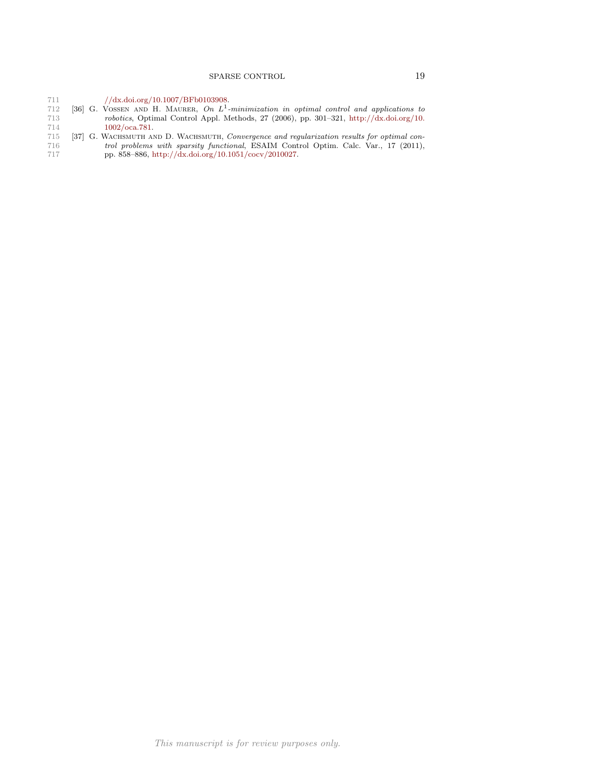//dx.doi.org/10.1007/BFb0103908.

[36] G. Vossen and H. Maurer, *On $L^1$-minimization in optimal control and applications to robotics*, Optimal Control Appl. Methods, 27 (2006), pp. 301–321, http://dx.doi.org/10.1002/oca.781.

[37] G. Wachsmuth and D. Wachsmuth, *Convergence and regularization results for optimal control problems with sparsity functional*, ESAIM Control Optim. Calc. Var., 17 (2011), pp. 858–886, http://dx.doi.org/10.1051/cocv/2010027.